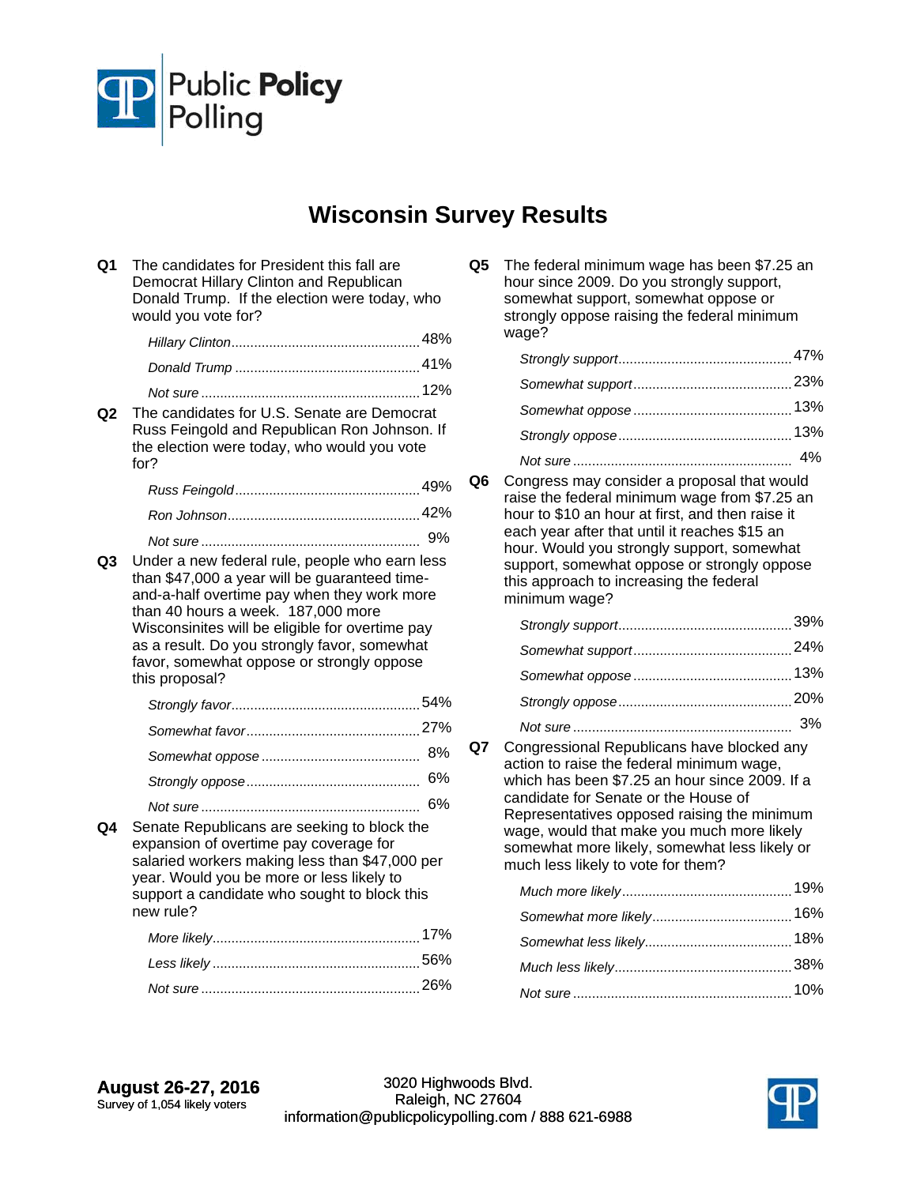Public Policy Polling

# Wisconsin Survey Results

**Q1** The candidates for President this fall are Democrat Hillary Clinton and Republican Donald Trump. If the election were today, who would you vote for?

| | |
|---|---|
| *Hillary Clinton* | 48% |
| *Donald Trump* | 41% |
| *Not sure* | 12% |

**Q2** The candidates for U.S. Senate are Democrat Russ Feingold and Republican Ron Johnson. If the election were today, who would you vote for?

| | |
|---|---|
| *Russ Feingold* | 49% |
| *Ron Johnson* | 42% |
| *Not sure* | 9% |

**Q3** Under a new federal rule, people who earn less than $47,000 a year will be guaranteed time-and-a-half overtime pay when they work more than 40 hours a week. 187,000 more Wisconsinites will be eligible for overtime pay as a result. Do you strongly favor, somewhat favor, somewhat oppose or strongly oppose this proposal?

| | |
|---|---|
| *Strongly favor* | 54% |
| *Somewhat favor* | 27% |
| *Somewhat oppose* | 8% |
| *Strongly oppose* | 6% |
| *Not sure* | 6% |

**Q4** Senate Republicans are seeking to block the expansion of overtime pay coverage for salaried workers making less than $47,000 per year. Would you be more or less likely to support a candidate who sought to block this new rule?

| | |
|---|---|
| *More likely* | 17% |
| *Less likely* | 56% |
| *Not sure* | 26% |

**Q5** The federal minimum wage has been $7.25 an hour since 2009. Do you strongly support, somewhat support, somewhat oppose or strongly oppose raising the federal minimum wage?

| | |
|---|---|
| *Strongly support* | 47% |
| *Somewhat support* | 23% |
| *Somewhat oppose* | 13% |
| *Strongly oppose* | 13% |
| *Not sure* | 4% |

**Q6** Congress may consider a proposal that would raise the federal minimum wage from $7.25 an hour to $10 an hour at first, and then raise it each year after that until it reaches $15 an hour. Would you strongly support, somewhat support, somewhat oppose or strongly oppose this approach to increasing the federal minimum wage?

| | |
|---|---|
| *Strongly support* | 39% |
| *Somewhat support* | 24% |
| *Somewhat oppose* | 13% |
| *Strongly oppose* | 20% |
| *Not sure* | 3% |

**Q7** Congressional Republicans have blocked any action to raise the federal minimum wage, which has been $7.25 an hour since 2009. If a candidate for Senate or the House of Representatives opposed raising the minimum wage, would that make you much more likely somewhat more likely, somewhat less likely or much less likely to vote for them?

| | |
|---|---|
| *Much more likely* | 19% |
| *Somewhat more likely* | 16% |
| *Somewhat less likely* | 18% |
| *Much less likely* | 38% |
| *Not sure* | 10% |

**August 26-27, 2016**
Survey of 1,054 likely voters

3020 Highwoods Blvd.
Raleigh, NC 27604
information@publicpolicypolling.com / 888 621-6988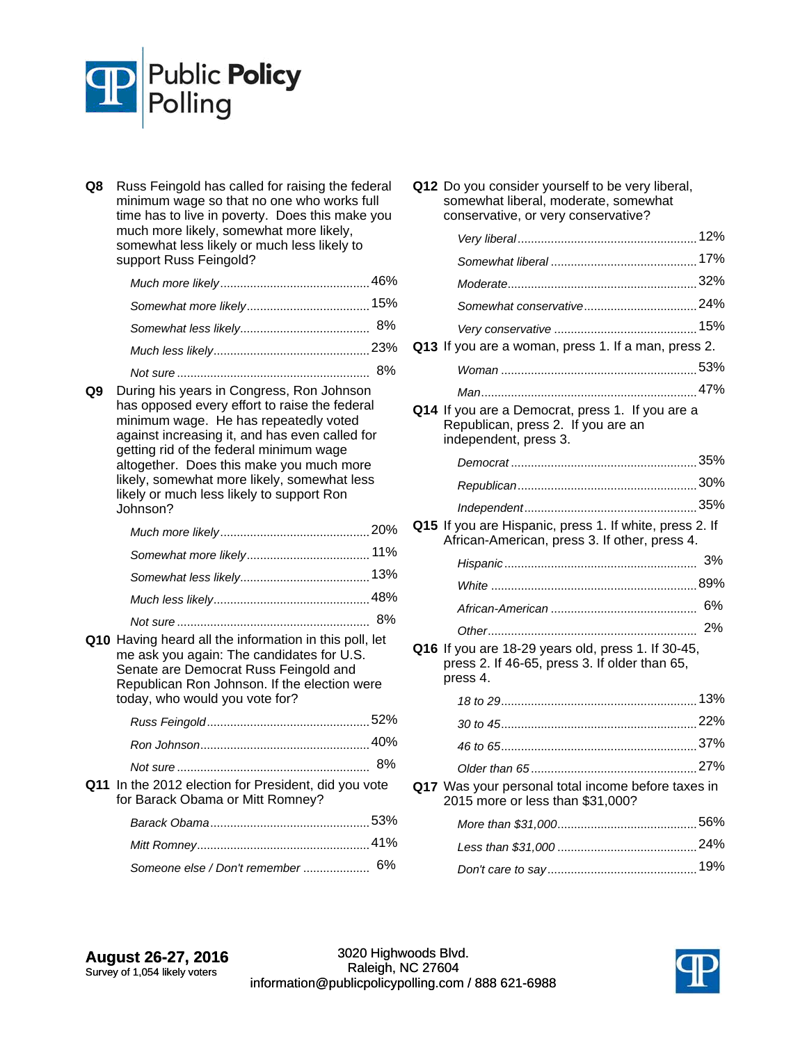**Q8** Russ Feingold has called for raising the federal minimum wage so that no one who works full time has to live in poverty. Does this make you much more likely, somewhat more likely, somewhat less likely or much less likely to support Russ Feingold?

| | |
|---|---|
| *Much more likely* | 46% |
| *Somewhat more likely* | 15% |
| *Somewhat less likely* | 8% |
| *Much less likely* | 23% |
| *Not sure* | 8% |

**Q9** During his years in Congress, Ron Johnson has opposed every effort to raise the federal minimum wage. He has repeatedly voted against increasing it, and has even called for getting rid of the federal minimum wage altogether. Does this make you much more likely, somewhat more likely, somewhat less likely or much less likely to support Ron Johnson?

| | |
|---|---|
| *Much more likely* | 20% |
| *Somewhat more likely* | 11% |
| *Somewhat less likely* | 13% |
| *Much less likely* | 48% |
| *Not sure* | 8% |

**Q10** Having heard all the information in this poll, let me ask you again: The candidates for U.S. Senate are Democrat Russ Feingold and Republican Ron Johnson. If the election were today, who would you vote for?

| | |
|---|---|
| *Russ Feingold* | 52% |
| *Ron Johnson* | 40% |
| *Not sure* | 8% |

**Q11** In the 2012 election for President, did you vote for Barack Obama or Mitt Romney?

| | |
|---|---|
| *Barack Obama* | 53% |
| *Mitt Romney* | 41% |
| *Someone else / Don't remember* | 6% |

**Q12** Do you consider yourself to be very liberal, somewhat liberal, moderate, somewhat conservative, or very conservative?

| | |
|---|---|
| *Very liberal* | 12% |
| *Somewhat liberal* | 17% |
| *Moderate* | 32% |
| *Somewhat conservative* | 24% |
| *Very conservative* | 15% |

**Q13** If you are a woman, press 1. If a man, press 2.

| | |
|---|---|
| *Woman* | 53% |
| *Man* | 47% |

**Q14** If you are a Democrat, press 1. If you are a Republican, press 2. If you are an independent, press 3.

| | |
|---|---|
| *Democrat* | 35% |
| *Republican* | 30% |
| *Independent* | 35% |

**Q15** If you are Hispanic, press 1. If white, press 2. If African-American, press 3. If other, press 4.

| | |
|---|---|
| *Hispanic* | 3% |
| *White* | 89% |
| *African-American* | 6% |
| *Other* | 2% |

**Q16** If you are 18-29 years old, press 1. If 30-45, press 2. If 46-65, press 3. If older than 65, press 4.

| | |
|---|---|
| *18 to 29* | 13% |
| *30 to 45* | 22% |
| *46 to 65* | 37% |
| *Older than 65* | 27% |

**Q17** Was your personal total income before taxes in 2015 more or less than $31,000?

| | |
|---|---|
| *More than $31,000* | 56% |
| *Less than $31,000* | 24% |
| *Don't care to say* | 19% |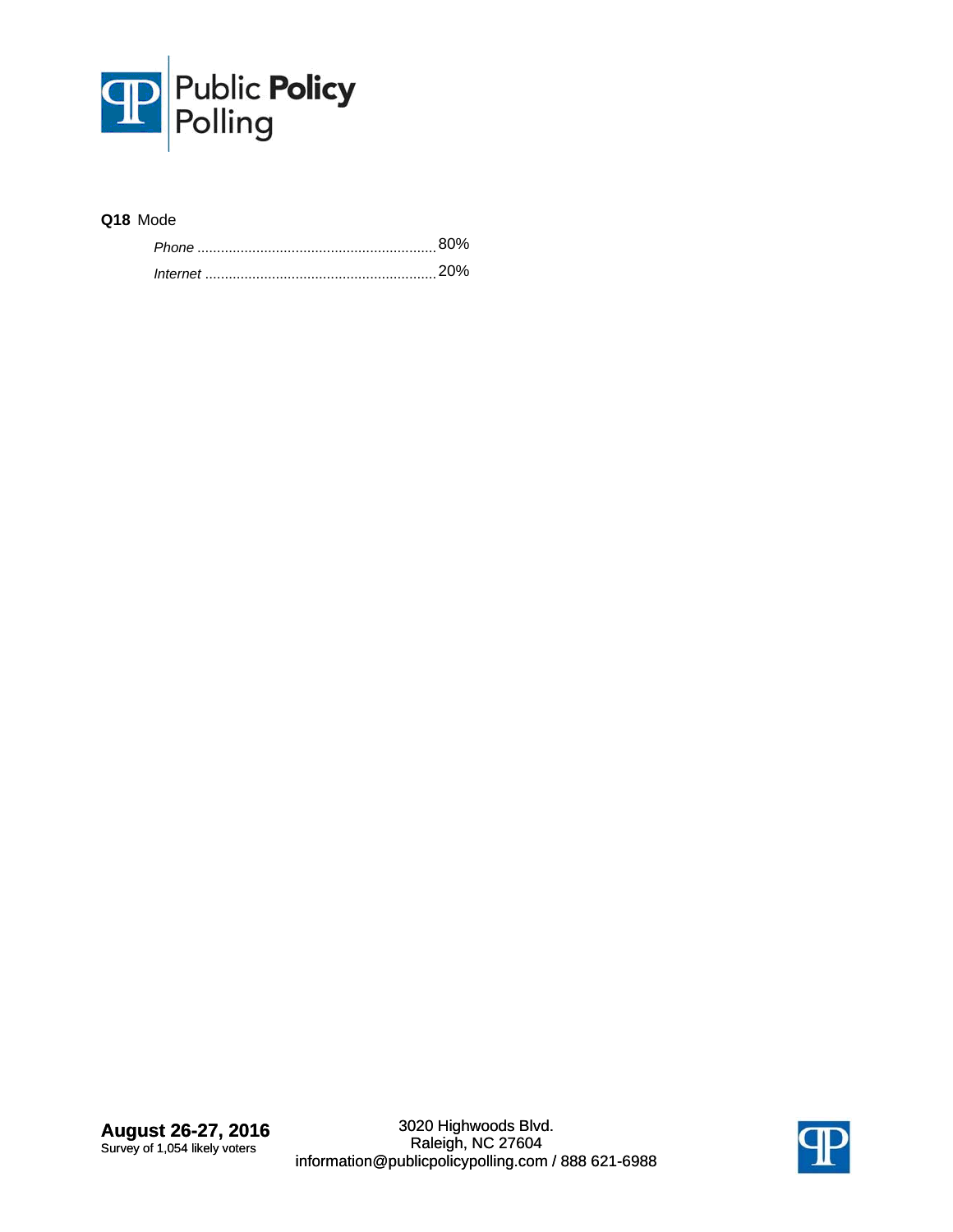**Q18** Mode

| | |
|---|---|
| *Phone* | 80% |
| *Internet* | 20% |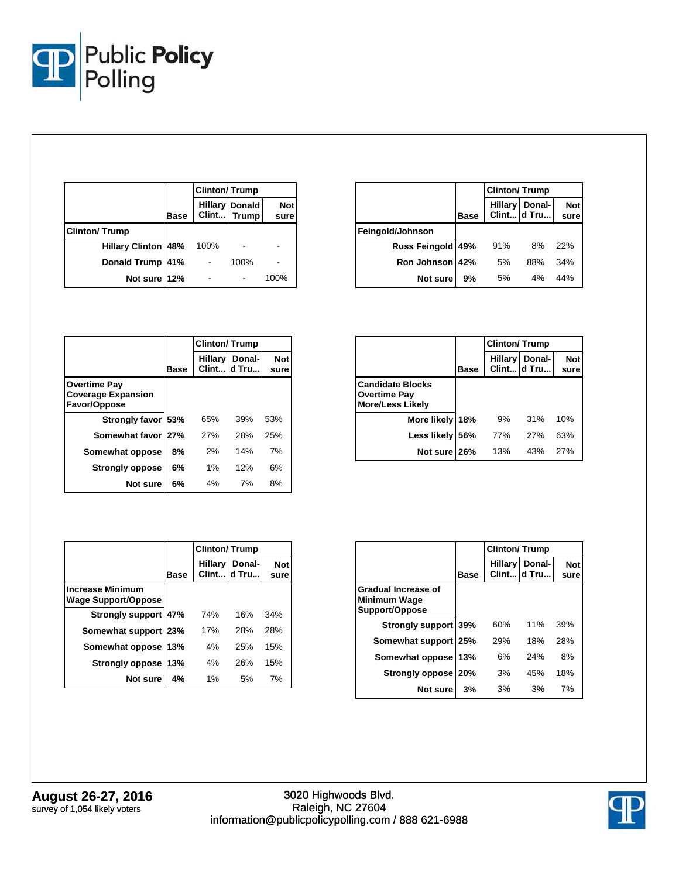| | Base | Clinton/ Trump | | |
|---|---|---|---|---|
| | | Hillary Clint... | Donald Trump | Not sure |
| **Clinton/ Trump** | | | | |
| Hillary Clinton | 48% | 100% | - | - |
| Donald Trump | 41% | - | 100% | - |
| Not sure | 12% | - | - | 100% |

| | Base | Clinton/ Trump | | |
|---|---|---|---|---|
| | | Hillary Clint... | Donal-d Tru... | Not sure |
| **Feingold/Johnson** | | | | |
| Russ Feingold | 49% | 91% | 8% | 22% |
| Ron Johnson | 42% | 5% | 88% | 34% |
| Not sure | 9% | 5% | 4% | 44% |

| | Base | Clinton/ Trump | | |
|---|---|---|---|---|
| | | Hillary Clint... | Donal-d Tru... | Not sure |
| **Overtime Pay Coverage Expansion Favor/Oppose** | | | | |
| Strongly favor | 53% | 65% | 39% | 53% |
| Somewhat favor | 27% | 27% | 28% | 25% |
| Somewhat oppose | 8% | 2% | 14% | 7% |
| Strongly oppose | 6% | 1% | 12% | 6% |
| Not sure | 6% | 4% | 7% | 8% |

| | Base | Clinton/ Trump | | |
|---|---|---|---|---|
| | | Hillary Clint... | Donal-d Tru... | Not sure |
| **Candidate Blocks Overtime Pay More/Less Likely** | | | | |
| More likely | 18% | 9% | 31% | 10% |
| Less likely | 56% | 77% | 27% | 63% |
| Not sure | 26% | 13% | 43% | 27% |

| | Base | Clinton/ Trump | | |
|---|---|---|---|---|
| | | Hillary Clint... | Donal-d Tru... | Not sure |
| **Increase Minimum Wage Support/Oppose** | | | | |
| Strongly support | 47% | 74% | 16% | 34% |
| Somewhat support | 23% | 17% | 28% | 28% |
| Somewhat oppose | 13% | 4% | 25% | 15% |
| Strongly oppose | 13% | 4% | 26% | 15% |
| Not sure | 4% | 1% | 5% | 7% |

| | Base | Clinton/ Trump | | |
|---|---|---|---|---|
| | | Hillary Clint... | Donal-d Tru... | Not sure |
| **Gradual Increase of Minimum Wage Support/Oppose** | | | | |
| Strongly support | 39% | 60% | 11% | 39% |
| Somewhat support | 25% | 29% | 18% | 28% |
| Somewhat oppose | 13% | 6% | 24% | 8% |
| Strongly oppose | 20% | 3% | 45% | 18% |
| Not sure | 3% | 3% | 3% | 7% |

**August 26-27, 2016**
survey of 1,054 likely voters

3020 Highwoods Blvd.
Raleigh, NC 27604
information@publicpolicypolling.com / 888 621-6988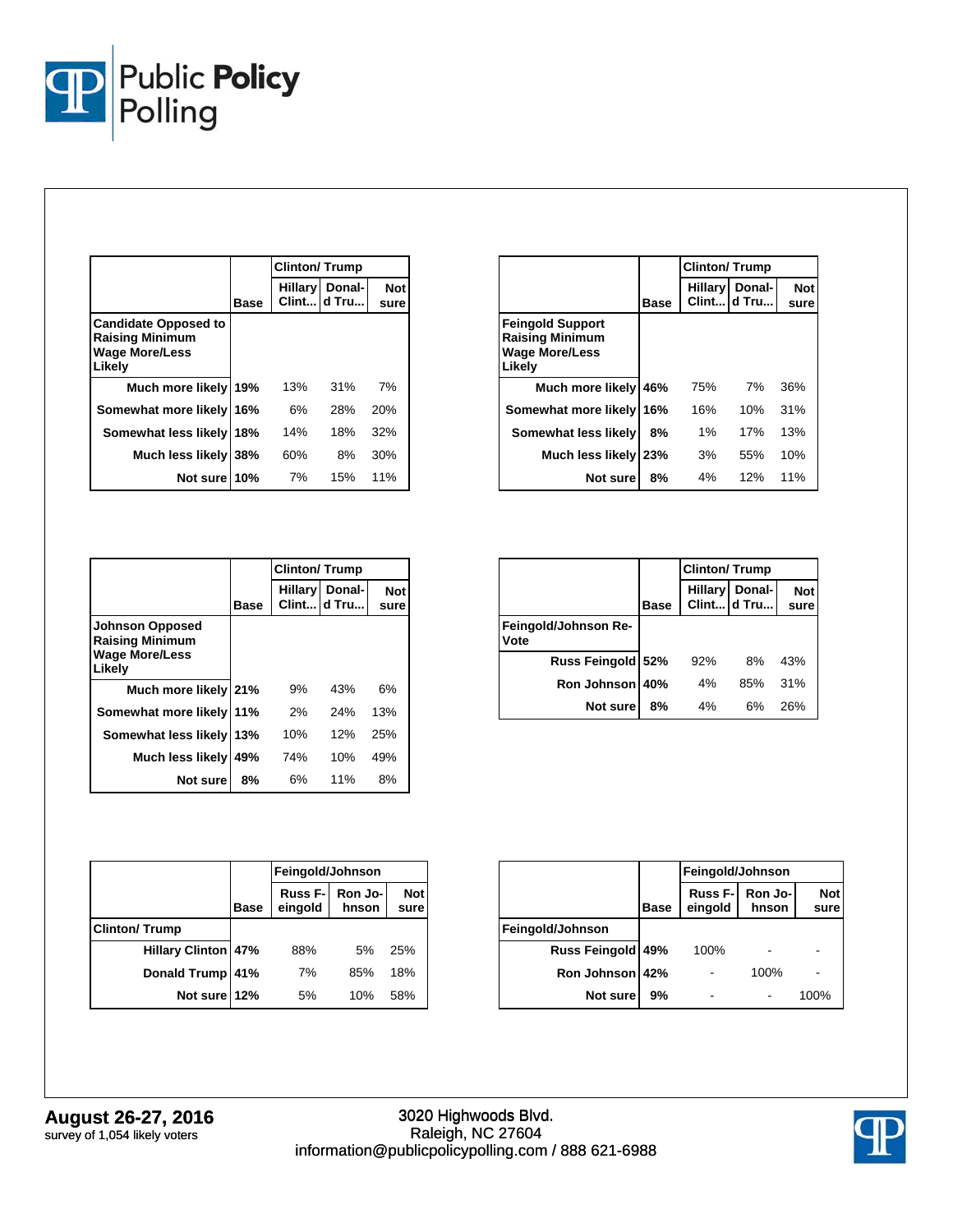| | Base | Clinton/ Trump | | |
|---|---|---|---|---|
| | | Hillary Clint... | Donald Tru... | Not sure |
| **Candidate Opposed to Raising Minimum Wage More/Less Likely** | | | | |
| Much more likely | 19% | 13% | 31% | 7% |
| Somewhat more likely | 16% | 6% | 28% | 20% |
| Somewhat less likely | 18% | 14% | 18% | 32% |
| Much less likely | 38% | 60% | 8% | 30% |
| Not sure | 10% | 7% | 15% | 11% |

| | Base | Clinton/ Trump | | |
|---|---|---|---|---|
| | | Hillary Clint... | Donald Tru... | Not sure |
| **Feingold Support Raising Minimum Wage More/Less Likely** | | | | |
| Much more likely | 46% | 75% | 7% | 36% |
| Somewhat more likely | 16% | 16% | 10% | 31% |
| Somewhat less likely | 8% | 1% | 17% | 13% |
| Much less likely | 23% | 3% | 55% | 10% |
| Not sure | 8% | 4% | 12% | 11% |

| | Base | Clinton/ Trump | | |
|---|---|---|---|---|
| | | Hillary Clint... | Donald Tru... | Not sure |
| **Johnson Opposed Raising Minimum Wage More/Less Likely** | | | | |
| Much more likely | 21% | 9% | 43% | 6% |
| Somewhat more likely | 11% | 2% | 24% | 13% |
| Somewhat less likely | 13% | 10% | 12% | 25% |
| Much less likely | 49% | 74% | 10% | 49% |
| Not sure | 8% | 6% | 11% | 8% |

| | Base | Clinton/ Trump | | |
|---|---|---|---|---|
| | | Hillary Clint... | Donald Tru... | Not sure |
| **Feingold/Johnson Re-Vote** | | | | |
| Russ Feingold | 52% | 92% | 8% | 43% |
| Ron Johnson | 40% | 4% | 85% | 31% |
| Not sure | 8% | 4% | 6% | 26% |

| | Base | Feingold/Johnson | | |
|---|---|---|---|---|
| | | Russ Feingold | Ron Johnson | Not sure |
| **Clinton/ Trump** | | | | |
| Hillary Clinton | 47% | 88% | 5% | 25% |
| Donald Trump | 41% | 7% | 85% | 18% |
| Not sure | 12% | 5% | 10% | 58% |

| | Base | Feingold/Johnson | | |
|---|---|---|---|---|
| | | Russ Feingold | Ron Johnson | Not sure |
| **Feingold/Johnson** | | | | |
| Russ Feingold | 49% | 100% | - | - |
| Ron Johnson | 42% | - | 100% | - |
| Not sure | 9% | - | - | 100% |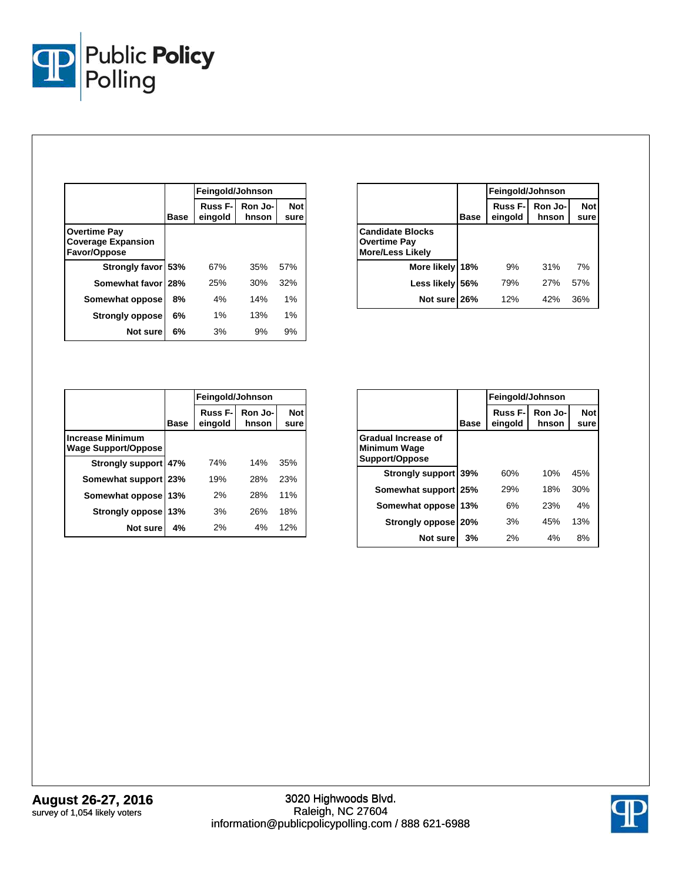| | Base | Feingold/Johnson | | |
|---|---|---|---|---|
| | | Russ Feingold | Ron Johnson | Not sure |
| **Overtime Pay Coverage Expansion Favor/Oppose** | | | | |
| Strongly favor | 53% | 67% | 35% | 57% |
| Somewhat favor | 28% | 25% | 30% | 32% |
| Somewhat oppose | 8% | 4% | 14% | 1% |
| Strongly oppose | 6% | 1% | 13% | 1% |
| Not sure | 6% | 3% | 9% | 9% |

| | Base | Feingold/Johnson | | |
|---|---|---|---|---|
| | | Russ Feingold | Ron Johnson | Not sure |
| **Candidate Blocks Overtime Pay More/Less Likely** | | | | |
| More likely | 18% | 9% | 31% | 7% |
| Less likely | 56% | 79% | 27% | 57% |
| Not sure | 26% | 12% | 42% | 36% |

| | Base | Feingold/Johnson | | |
|---|---|---|---|---|
| | | Russ Feingold | Ron Johnson | Not sure |
| **Increase Minimum Wage Support/Oppose** | | | | |
| Strongly support | 47% | 74% | 14% | 35% |
| Somewhat support | 23% | 19% | 28% | 23% |
| Somewhat oppose | 13% | 2% | 28% | 11% |
| Strongly oppose | 13% | 3% | 26% | 18% |
| Not sure | 4% | 2% | 4% | 12% |

| | Base | Feingold/Johnson | | |
|---|---|---|---|---|
| | | Russ Feingold | Ron Johnson | Not sure |
| **Gradual Increase of Minimum Wage Support/Oppose** | | | | |
| Strongly support | 39% | 60% | 10% | 45% |
| Somewhat support | 25% | 29% | 18% | 30% |
| Somewhat oppose | 13% | 6% | 23% | 4% |
| Strongly oppose | 20% | 3% | 45% | 13% |
| Not sure | 3% | 2% | 4% | 8% |

**August 26-27, 2016**
survey of 1,054 likely voters

3020 Highwoods Blvd.
Raleigh, NC 27604
information@publicpolicypolling.com / 888 621-6988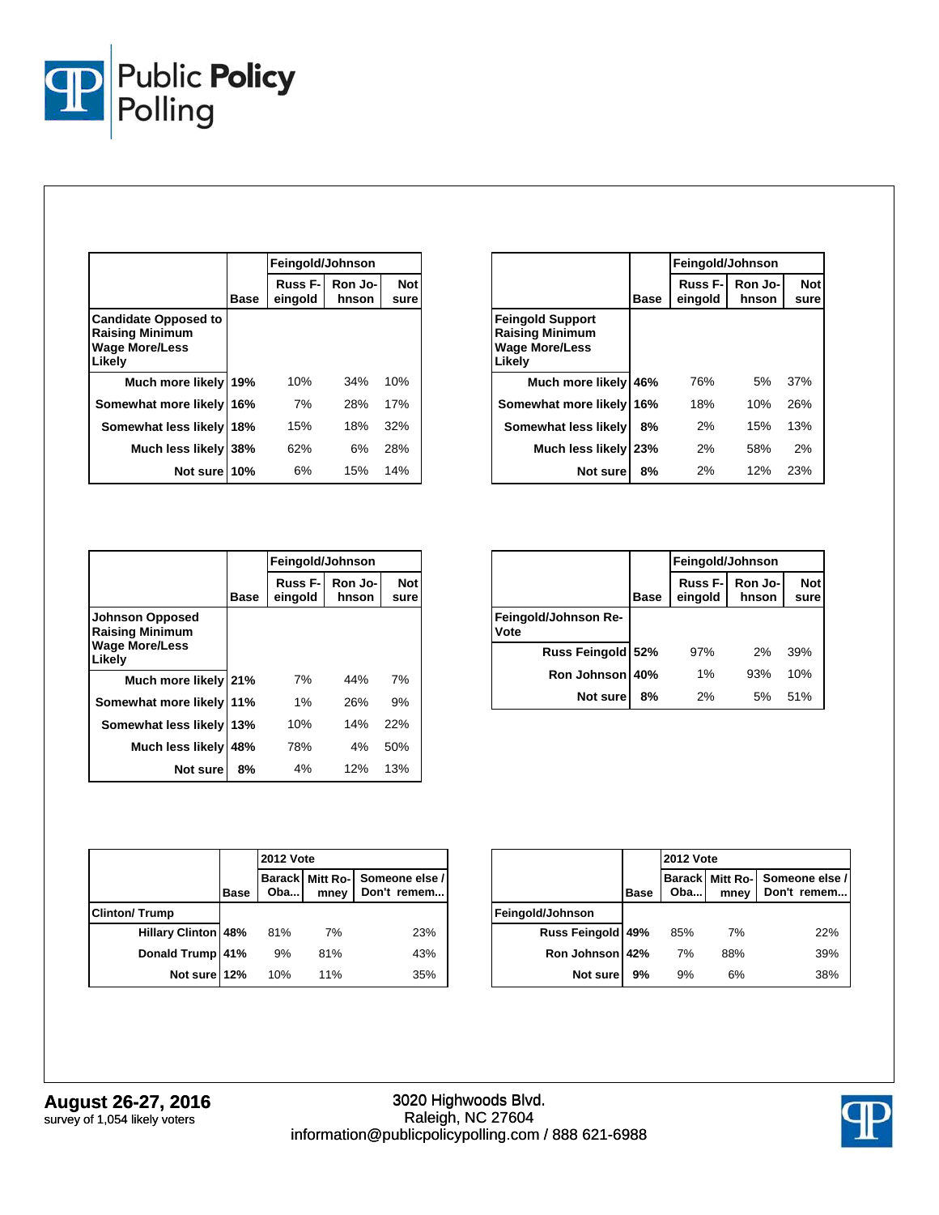| | Base | Feingold/Johnson | | |
|---|---|---|---|---|
| | | Russ Feingold | Ron Johnson | Not sure |
| **Candidate Opposed to Raising Minimum Wage More/Less Likely** | | | | |
| Much more likely | 19% | 10% | 34% | 10% |
| Somewhat more likely | 16% | 7% | 28% | 17% |
| Somewhat less likely | 18% | 15% | 18% | 32% |
| Much less likely | 38% | 62% | 6% | 28% |
| Not sure | 10% | 6% | 15% | 14% |

| | Base | Feingold/Johnson | | |
|---|---|---|---|---|
| | | Russ Feingold | Ron Johnson | Not sure |
| **Feingold Support Raising Minimum Wage More/Less Likely** | | | | |
| Much more likely | 46% | 76% | 5% | 37% |
| Somewhat more likely | 16% | 18% | 10% | 26% |
| Somewhat less likely | 8% | 2% | 15% | 13% |
| Much less likely | 23% | 2% | 58% | 2% |
| Not sure | 8% | 2% | 12% | 23% |

| | Base | Feingold/Johnson | | |
|---|---|---|---|---|
| | | Russ Feingold | Ron Johnson | Not sure |
| **Johnson Opposed Raising Minimum Wage More/Less Likely** | | | | |
| Much more likely | 21% | 7% | 44% | 7% |
| Somewhat more likely | 11% | 1% | 26% | 9% |
| Somewhat less likely | 13% | 10% | 14% | 22% |
| Much less likely | 48% | 78% | 4% | 50% |
| Not sure | 8% | 4% | 12% | 13% |

| | Base | Feingold/Johnson | | |
|---|---|---|---|---|
| | | Russ Feingold | Ron Johnson | Not sure |
| **Feingold/Johnson Re-Vote** | | | | |
| Russ Feingold | 52% | 97% | 2% | 39% |
| Ron Johnson | 40% | 1% | 93% | 10% |
| Not sure | 8% | 2% | 5% | 51% |

| | Base | 2012 Vote | | |
|---|---|---|---|---|
| | | Barack Oba... | Mitt Romney | Someone else / Don't remem... |
| **Clinton/ Trump** | | | | |
| Hillary Clinton | 48% | 81% | 7% | 23% |
| Donald Trump | 41% | 9% | 81% | 43% |
| Not sure | 12% | 10% | 11% | 35% |

| | Base | 2012 Vote | | |
|---|---|---|---|---|
| | | Barack Oba... | Mitt Romney | Someone else / Don't remem... |
| **Feingold/Johnson** | | | | |
| Russ Feingold | 49% | 85% | 7% | 22% |
| Ron Johnson | 42% | 7% | 88% | 39% |
| Not sure | 9% | 9% | 6% | 38% |

**August 26-27, 2016**
survey of 1,054 likely voters

3020 Highwoods Blvd.
Raleigh, NC 27604
information@publicpolicypolling.com / 888 621-6988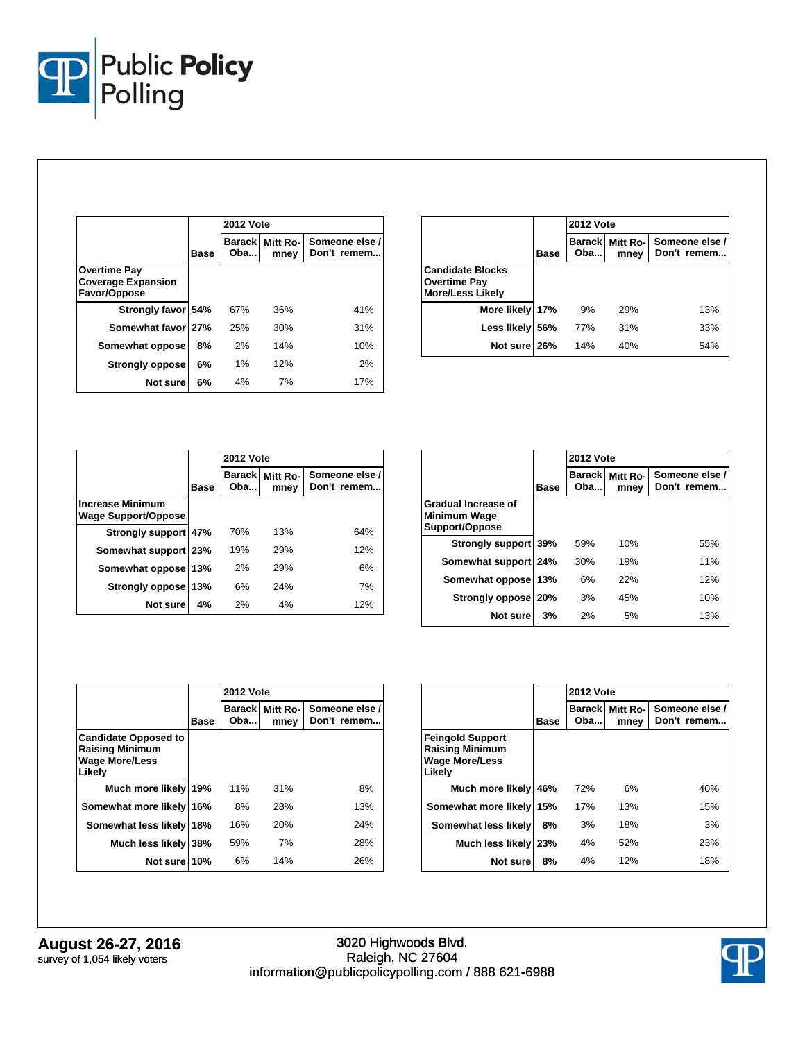| Overtime Pay Coverage Expansion Favor/Oppose | Base | 2012 Vote | | |
|---|---|---|---|---|
| | | Barack Oba... | Mitt Romney | Someone else / Don't remem... |
| Strongly favor | 54% | 67% | 36% | 41% |
| Somewhat favor | 27% | 25% | 30% | 31% |
| Somewhat oppose | 8% | 2% | 14% | 10% |
| Strongly oppose | 6% | 1% | 12% | 2% |
| Not sure | 6% | 4% | 7% | 17% |

| Candidate Blocks Overtime Pay More/Less Likely | Base | 2012 Vote | | |
|---|---|---|---|---|
| | | Barack Oba... | Mitt Romney | Someone else / Don't remem... |
| More likely | 17% | 9% | 29% | 13% |
| Less likely | 56% | 77% | 31% | 33% |
| Not sure | 26% | 14% | 40% | 54% |

| Increase Minimum Wage Support/Oppose | Base | 2012 Vote | | |
|---|---|---|---|---|
| | | Barack Oba... | Mitt Romney | Someone else / Don't remem... |
| Strongly support | 47% | 70% | 13% | 64% |
| Somewhat support | 23% | 19% | 29% | 12% |
| Somewhat oppose | 13% | 2% | 29% | 6% |
| Strongly oppose | 13% | 6% | 24% | 7% |
| Not sure | 4% | 2% | 4% | 12% |

| Gradual Increase of Minimum Wage Support/Oppose | Base | 2012 Vote | | |
|---|---|---|---|---|
| | | Barack Oba... | Mitt Romney | Someone else / Don't remem... |
| Strongly support | 39% | 59% | 10% | 55% |
| Somewhat support | 24% | 30% | 19% | 11% |
| Somewhat oppose | 13% | 6% | 22% | 12% |
| Strongly oppose | 20% | 3% | 45% | 10% |
| Not sure | 3% | 2% | 5% | 13% |

| Candidate Opposed to Raising Minimum Wage More/Less Likely | Base | 2012 Vote | | |
|---|---|---|---|---|
| | | Barack Oba... | Mitt Romney | Someone else / Don't remem... |
| Much more likely | 19% | 11% | 31% | 8% |
| Somewhat more likely | 16% | 8% | 28% | 13% |
| Somewhat less likely | 18% | 16% | 20% | 24% |
| Much less likely | 38% | 59% | 7% | 28% |
| Not sure | 10% | 6% | 14% | 26% |

| Feingold Support Raising Minimum Wage More/Less Likely | Base | 2012 Vote | | |
|---|---|---|---|---|
| | | Barack Oba... | Mitt Romney | Someone else / Don't remem... |
| Much more likely | 46% | 72% | 6% | 40% |
| Somewhat more likely | 15% | 17% | 13% | 15% |
| Somewhat less likely | 8% | 3% | 18% | 3% |
| Much less likely | 23% | 4% | 52% | 23% |
| Not sure | 8% | 4% | 12% | 18% |

**August 26-27, 2016**
survey of 1,054 likely voters

3020 Highwoods Blvd.
Raleigh, NC 27604
information@publicpolicypolling.com / 888 621-6988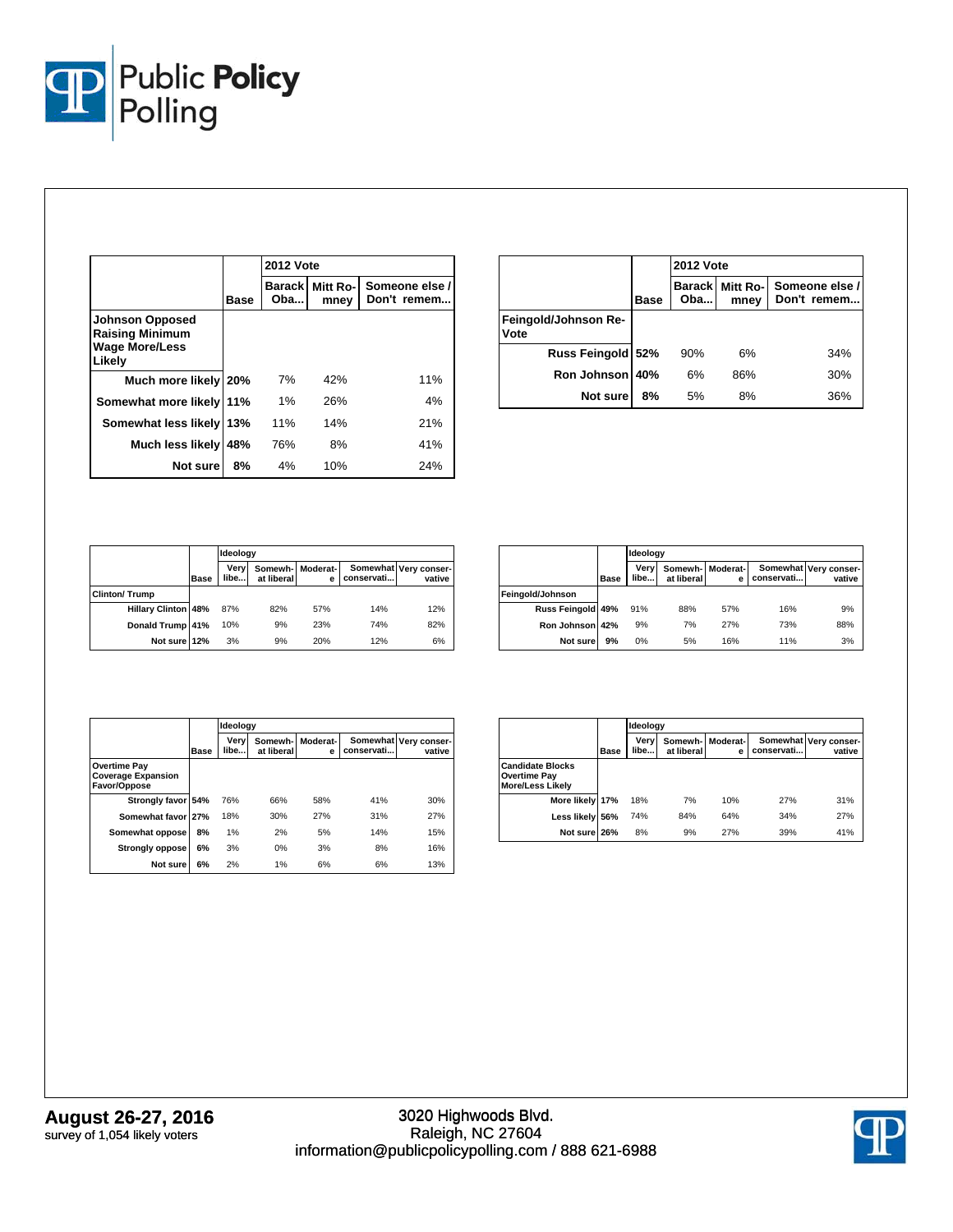| | Base | 2012 Vote | | |
|---|---|---|---|---|
| | | Barack Oba... | Mitt Romney | Someone else / Don't remem... |
| **Johnson Opposed Raising Minimum Wage More/Less Likely** | | | | |
| Much more likely | 20% | 7% | 42% | 11% |
| Somewhat more likely | 11% | 1% | 26% | 4% |
| Somewhat less likely | 13% | 11% | 14% | 21% |
| Much less likely | 48% | 76% | 8% | 41% |
| Not sure | 8% | 4% | 10% | 24% |

| | Base | 2012 Vote | | |
|---|---|---|---|---|
| | | Barack Oba... | Mitt Romney | Someone else / Don't remem... |
| **Feingold/Johnson Re-Vote** | | | | |
| Russ Feingold | 52% | 90% | 6% | 34% |
| Ron Johnson | 40% | 6% | 86% | 30% |
| Not sure | 8% | 5% | 8% | 36% |

| | Base | Ideology | | | | |
|---|---|---|---|---|---|---|
| | | Very libe... | Somewhat liberal | Moderate | Somewhat conservati... | Very conservative |
| **Clinton/ Trump** | | | | | | |
| Hillary Clinton | 48% | 87% | 82% | 57% | 14% | 12% |
| Donald Trump | 41% | 10% | 9% | 23% | 74% | 82% |
| Not sure | 12% | 3% | 9% | 20% | 12% | 6% |

| | Base | Ideology | | | | |
|---|---|---|---|---|---|---|
| | | Very libe... | Somewhat liberal | Moderate | Somewhat conservati... | Very conservative |
| **Feingold/Johnson** | | | | | | |
| Russ Feingold | 49% | 91% | 88% | 57% | 16% | 9% |
| Ron Johnson | 42% | 9% | 7% | 27% | 73% | 88% |
| Not sure | 9% | 0% | 5% | 16% | 11% | 3% |

| | Base | Ideology | | | | |
|---|---|---|---|---|---|---|
| | | Very libe... | Somewhat liberal | Moderate | Somewhat conservati... | Very conservative |
| **Overtime Pay Coverage Expansion Favor/Oppose** | | | | | | |
| Strongly favor | 54% | 76% | 66% | 58% | 41% | 30% |
| Somewhat favor | 27% | 18% | 30% | 27% | 31% | 27% |
| Somewhat oppose | 8% | 1% | 2% | 5% | 14% | 15% |
| Strongly oppose | 6% | 3% | 0% | 3% | 8% | 16% |
| Not sure | 6% | 2% | 1% | 6% | 6% | 13% |

| | Base | Ideology | | | | |
|---|---|---|---|---|---|---|
| | | Very libe... | Somewhat liberal | Moderate | Somewhat conservati... | Very conservative |
| **Candidate Blocks Overtime Pay More/Less Likely** | | | | | | |
| More likely | 17% | 18% | 7% | 10% | 27% | 31% |
| Less likely | 56% | 74% | 84% | 64% | 34% | 27% |
| Not sure | 26% | 8% | 9% | 27% | 39% | 41% |

**August 26-27, 2016**
survey of 1,054 likely voters

3020 Highwoods Blvd.
Raleigh, NC 27604
information@publicpolicypolling.com / 888 621-6988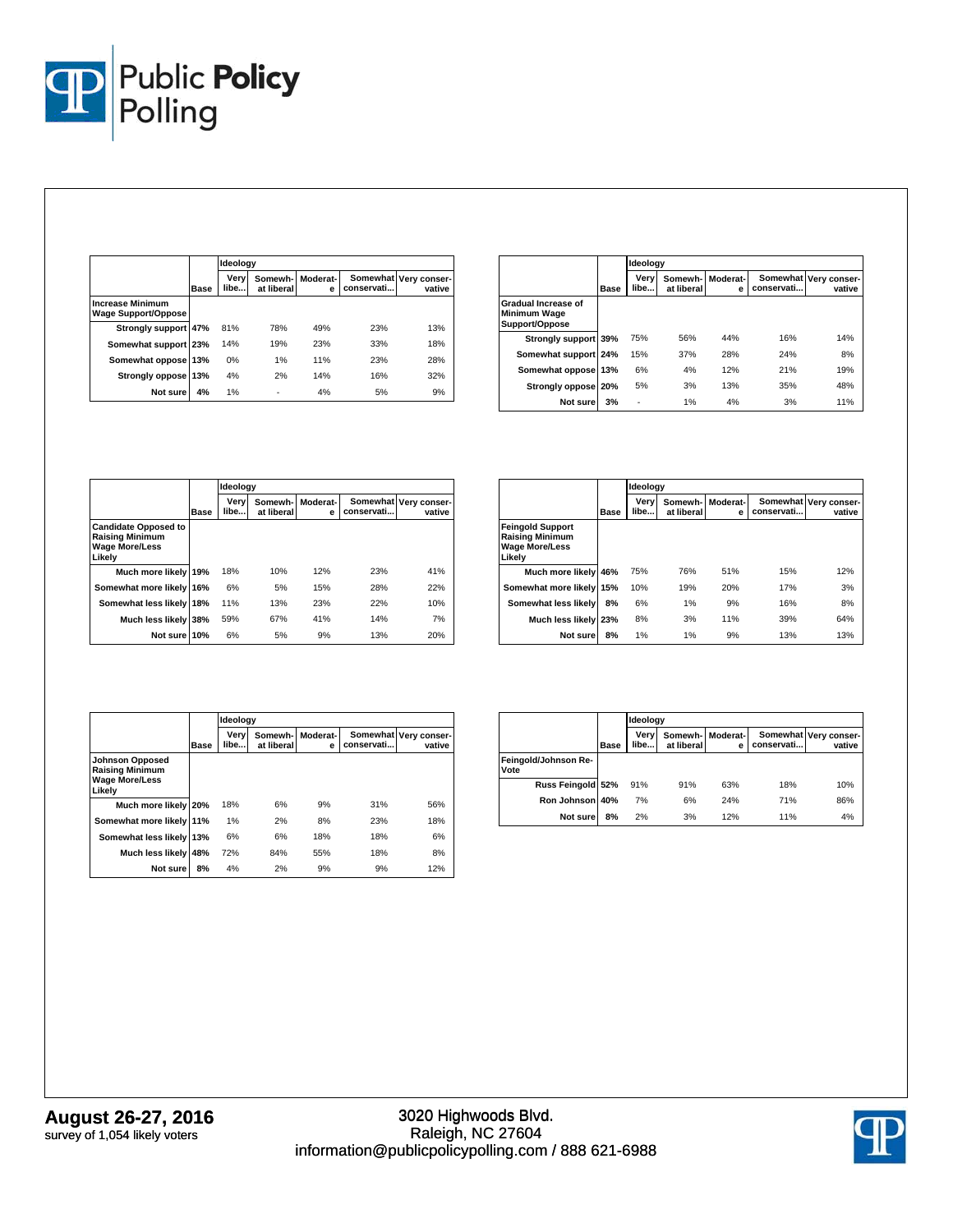| Increase Minimum Wage Support/Oppose | Base | Ideology: Very libe... | Somewh-at liberal | Moderat-e | Somewhat conservati... | Very conser-vative |
|---|---|---|---|---|---|---|
| Strongly support | 47% | 81% | 78% | 49% | 23% | 13% |
| Somewhat support | 23% | 14% | 19% | 23% | 33% | 18% |
| Somewhat oppose | 13% | 0% | 1% | 11% | 23% | 28% |
| Strongly oppose | 13% | 4% | 2% | 14% | 16% | 32% |
| Not sure | 4% | 1% | - | 4% | 5% | 9% |

| Gradual Increase of Minimum Wage Support/Oppose | Base | Ideology: Very libe... | Somewh-at liberal | Moderat-e | Somewhat conservati... | Very conser-vative |
|---|---|---|---|---|---|---|
| Strongly support | 39% | 75% | 56% | 44% | 16% | 14% |
| Somewhat support | 24% | 15% | 37% | 28% | 24% | 8% |
| Somewhat oppose | 13% | 6% | 4% | 12% | 21% | 19% |
| Strongly oppose | 20% | 5% | 3% | 13% | 35% | 48% |
| Not sure | 3% | - | 1% | 4% | 3% | 11% |

| Candidate Opposed to Raising Minimum Wage More/Less Likely | Base | Ideology: Very libe... | Somewh-at liberal | Moderat-e | Somewhat conservati... | Very conser-vative |
|---|---|---|---|---|---|---|
| Much more likely | 19% | 18% | 10% | 12% | 23% | 41% |
| Somewhat more likely | 16% | 6% | 5% | 15% | 28% | 22% |
| Somewhat less likely | 18% | 11% | 13% | 23% | 22% | 10% |
| Much less likely | 38% | 59% | 67% | 41% | 14% | 7% |
| Not sure | 10% | 6% | 5% | 9% | 13% | 20% |

| Feingold Support Raising Minimum Wage More/Less Likely | Base | Ideology: Very libe... | Somewh-at liberal | Moderat-e | Somewhat conservati... | Very conser-vative |
|---|---|---|---|---|---|---|
| Much more likely | 46% | 75% | 76% | 51% | 15% | 12% |
| Somewhat more likely | 15% | 10% | 19% | 20% | 17% | 3% |
| Somewhat less likely | 8% | 6% | 1% | 9% | 16% | 8% |
| Much less likely | 23% | 8% | 3% | 11% | 39% | 64% |
| Not sure | 8% | 1% | 1% | 9% | 13% | 13% |

| Johnson Opposed Raising Minimum Wage More/Less Likely | Base | Ideology: Very libe... | Somewh-at liberal | Moderat-e | Somewhat conservati... | Very conser-vative |
|---|---|---|---|---|---|---|
| Much more likely | 20% | 18% | 6% | 9% | 31% | 56% |
| Somewhat more likely | 11% | 1% | 2% | 8% | 23% | 18% |
| Somewhat less likely | 13% | 6% | 6% | 18% | 18% | 6% |
| Much less likely | 48% | 72% | 84% | 55% | 18% | 8% |
| Not sure | 8% | 4% | 2% | 9% | 9% | 12% |

| Feingold/Johnson Re-Vote | Base | Ideology: Very libe... | Somewh-at liberal | Moderat-e | Somewhat conservati... | Very conser-vative |
|---|---|---|---|---|---|---|
| Russ Feingold | 52% | 91% | 91% | 63% | 18% | 10% |
| Ron Johnson | 40% | 7% | 6% | 24% | 71% | 86% |
| Not sure | 8% | 2% | 3% | 12% | 11% | 4% |

**August 26-27, 2016**
survey of 1,054 likely voters

3020 Highwoods Blvd.
Raleigh, NC 27604
information@publicpolicypolling.com / 888 621-6988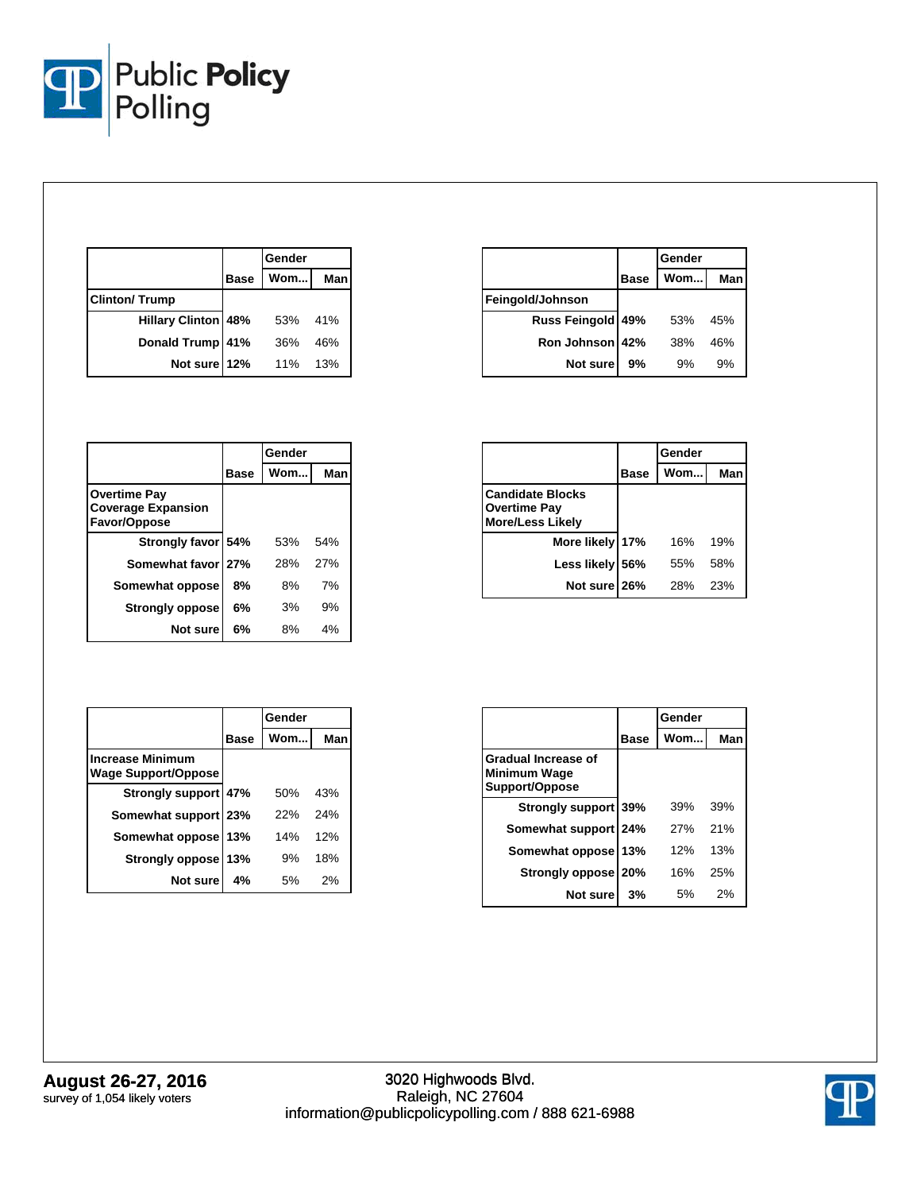| | Base | Gender | |
|---|---|---|---|
| | | Wom... | Man |
| **Clinton/ Trump** | | | |
| Hillary Clinton | 48% | 53% | 41% |
| Donald Trump | 41% | 36% | 46% |
| Not sure | 12% | 11% | 13% |

| | Base | Gender | |
|---|---|---|---|
| | | Wom... | Man |
| **Feingold/Johnson** | | | |
| Russ Feingold | 49% | 53% | 45% |
| Ron Johnson | 42% | 38% | 46% |
| Not sure | 9% | 9% | 9% |

| | Base | Gender | |
|---|---|---|---|
| | | Wom... | Man |
| **Overtime Pay Coverage Expansion Favor/Oppose** | | | |
| Strongly favor | 54% | 53% | 54% |
| Somewhat favor | 27% | 28% | 27% |
| Somewhat oppose | 8% | 8% | 7% |
| Strongly oppose | 6% | 3% | 9% |
| Not sure | 6% | 8% | 4% |

| | Base | Gender | |
|---|---|---|---|
| | | Wom... | Man |
| **Candidate Blocks Overtime Pay More/Less Likely** | | | |
| More likely | 17% | 16% | 19% |
| Less likely | 56% | 55% | 58% |
| Not sure | 26% | 28% | 23% |

| | Base | Gender | |
|---|---|---|---|
| | | Wom... | Man |
| **Increase Minimum Wage Support/Oppose** | | | |
| Strongly support | 47% | 50% | 43% |
| Somewhat support | 23% | 22% | 24% |
| Somewhat oppose | 13% | 14% | 12% |
| Strongly oppose | 13% | 9% | 18% |
| Not sure | 4% | 5% | 2% |

| | Base | Gender | |
|---|---|---|---|
| | | Wom... | Man |
| **Gradual Increase of Minimum Wage Support/Oppose** | | | |
| Strongly support | 39% | 39% | 39% |
| Somewhat support | 24% | 27% | 21% |
| Somewhat oppose | 13% | 12% | 13% |
| Strongly oppose | 20% | 16% | 25% |
| Not sure | 3% | 5% | 2% |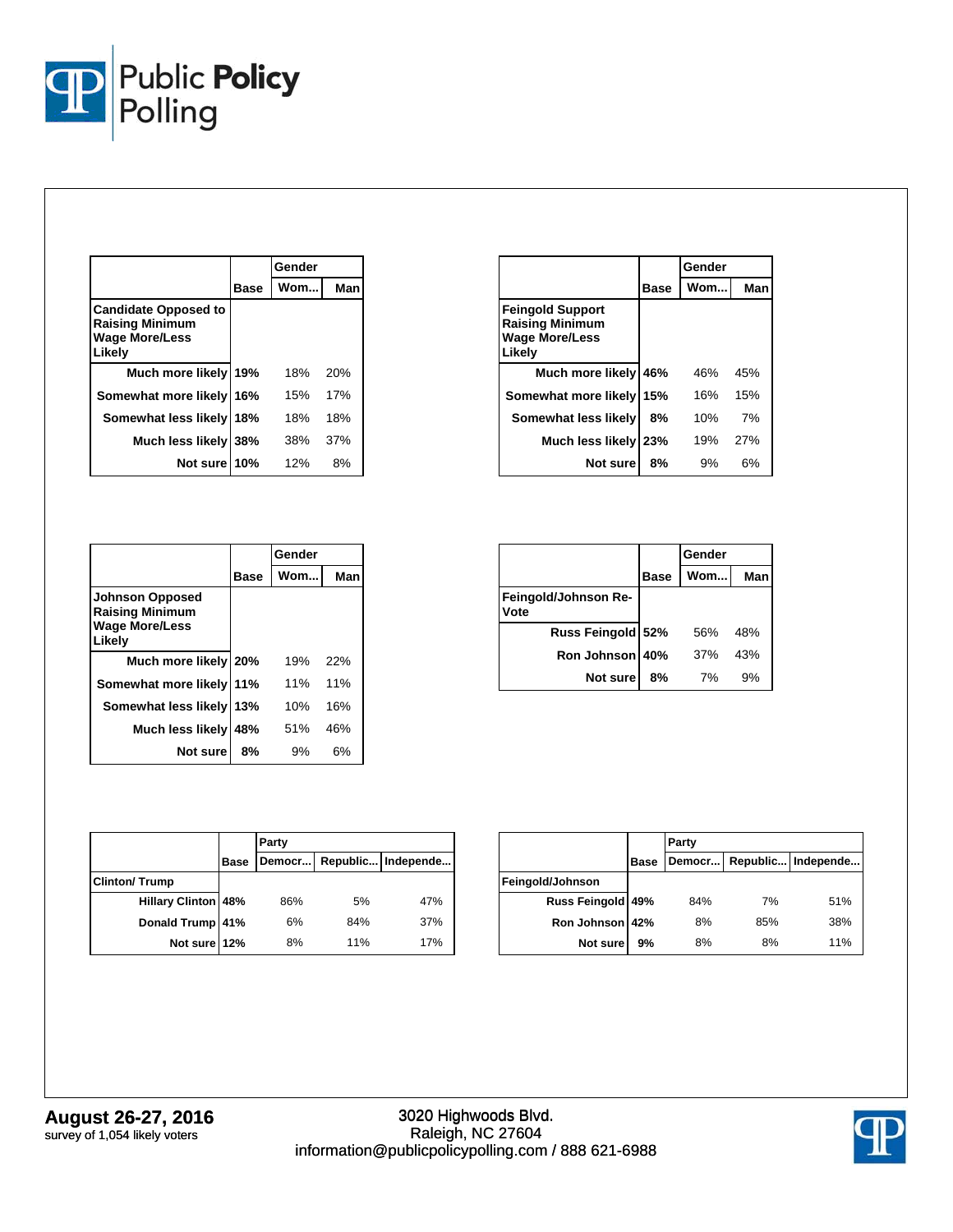| Candidate Opposed to Raising Minimum Wage More/Less Likely | Base | Gender | |
|---|---|---|---|
| | | Wom... | Man |
| Much more likely | 19% | 18% | 20% |
| Somewhat more likely | 16% | 15% | 17% |
| Somewhat less likely | 18% | 18% | 18% |
| Much less likely | 38% | 38% | 37% |
| Not sure | 10% | 12% | 8% |

| Feingold Support Raising Minimum Wage More/Less Likely | Base | Gender | |
|---|---|---|---|
| | | Wom... | Man |
| Much more likely | 46% | 46% | 45% |
| Somewhat more likely | 15% | 16% | 15% |
| Somewhat less likely | 8% | 10% | 7% |
| Much less likely | 23% | 19% | 27% |
| Not sure | 8% | 9% | 6% |

| Johnson Opposed Raising Minimum Wage More/Less Likely | Base | Gender | |
|---|---|---|---|
| | | Wom... | Man |
| Much more likely | 20% | 19% | 22% |
| Somewhat more likely | 11% | 11% | 11% |
| Somewhat less likely | 13% | 10% | 16% |
| Much less likely | 48% | 51% | 46% |
| Not sure | 8% | 9% | 6% |

| Feingold/Johnson Re-Vote | Base | Gender | |
|---|---|---|---|
| | | Wom... | Man |
| Russ Feingold | 52% | 56% | 48% |
| Ron Johnson | 40% | 37% | 43% |
| Not sure | 8% | 7% | 9% |

| Clinton/ Trump | Base | Party | | |
|---|---|---|---|---|
| | | Democr... | Republic... | Independe... |
| Hillary Clinton | 48% | 86% | 5% | 47% |
| Donald Trump | 41% | 6% | 84% | 37% |
| Not sure | 12% | 8% | 11% | 17% |

| Feingold/Johnson | Base | Party | | |
|---|---|---|---|---|
| | | Democr... | Republic... | Independe... |
| Russ Feingold | 49% | 84% | 7% | 51% |
| Ron Johnson | 42% | 8% | 85% | 38% |
| Not sure | 9% | 8% | 8% | 11% |

**August 26-27, 2016**
survey of 1,054 likely voters

3020 Highwoods Blvd.
Raleigh, NC 27604
information@publicpolicypolling.com / 888 621-6988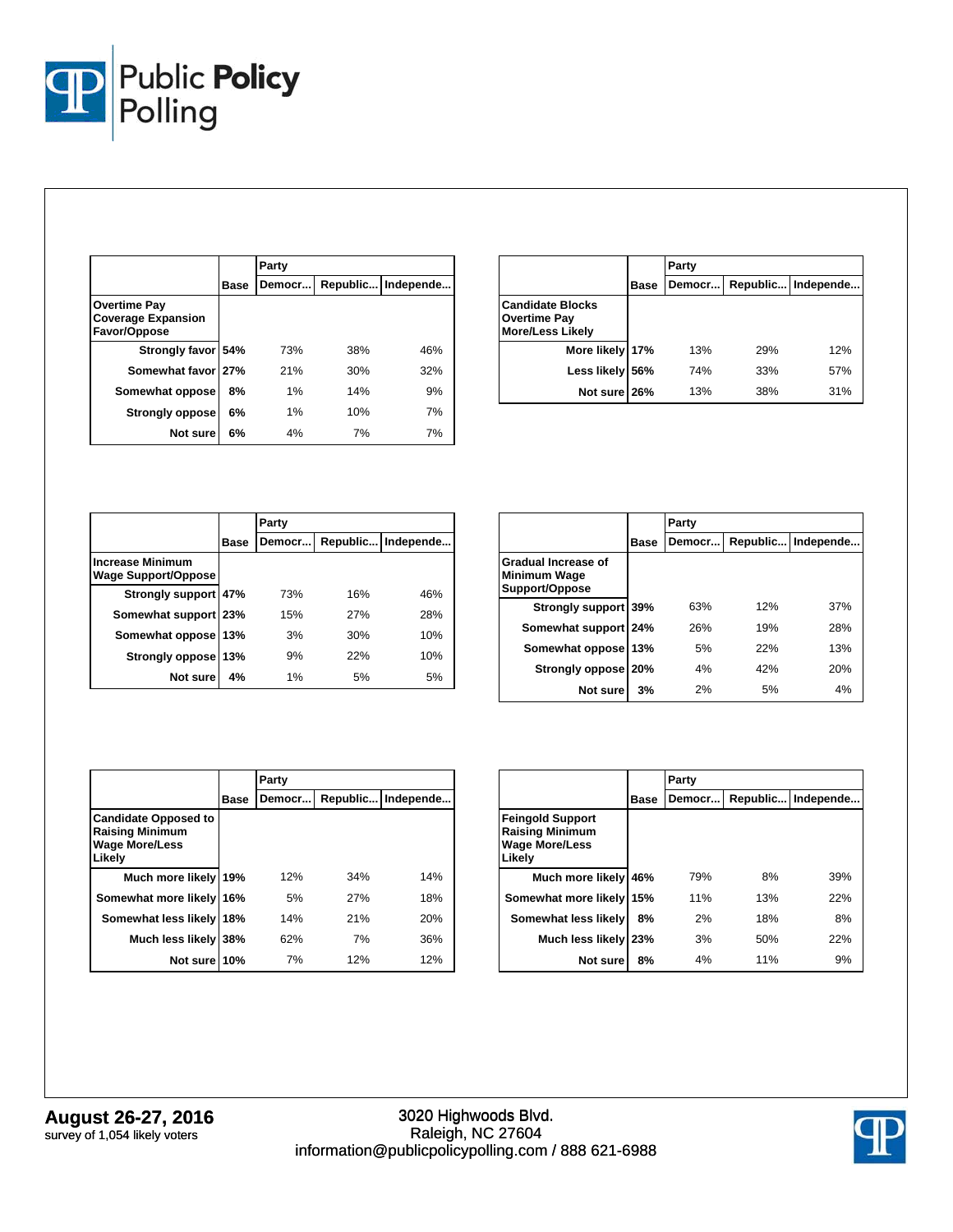| Overtime Pay Coverage Expansion Favor/Oppose | Base | Party | | |
|---|---|---|---|---|
| | | Democr... | Republic... | Independe... |
| Strongly favor | 54% | 73% | 38% | 46% |
| Somewhat favor | 27% | 21% | 30% | 32% |
| Somewhat oppose | 8% | 1% | 14% | 9% |
| Strongly oppose | 6% | 1% | 10% | 7% |
| Not sure | 6% | 4% | 7% | 7% |

| Candidate Blocks Overtime Pay More/Less Likely | Base | Party | | |
|---|---|---|---|---|
| | | Democr... | Republic... | Independe... |
| More likely | 17% | 13% | 29% | 12% |
| Less likely | 56% | 74% | 33% | 57% |
| Not sure | 26% | 13% | 38% | 31% |

| Increase Minimum Wage Support/Oppose | Base | Party | | |
|---|---|---|---|---|
| | | Democr... | Republic... | Independe... |
| Strongly support | 47% | 73% | 16% | 46% |
| Somewhat support | 23% | 15% | 27% | 28% |
| Somewhat oppose | 13% | 3% | 30% | 10% |
| Strongly oppose | 13% | 9% | 22% | 10% |
| Not sure | 4% | 1% | 5% | 5% |

| Gradual Increase of Minimum Wage Support/Oppose | Base | Party | | |
|---|---|---|---|---|
| | | Democr... | Republic... | Independe... |
| Strongly support | 39% | 63% | 12% | 37% |
| Somewhat support | 24% | 26% | 19% | 28% |
| Somewhat oppose | 13% | 5% | 22% | 13% |
| Strongly oppose | 20% | 4% | 42% | 20% |
| Not sure | 3% | 2% | 5% | 4% |

| Candidate Opposed to Raising Minimum Wage More/Less Likely | Base | Party | | |
|---|---|---|---|---|
| | | Democr... | Republic... | Independe... |
| Much more likely | 19% | 12% | 34% | 14% |
| Somewhat more likely | 16% | 5% | 27% | 18% |
| Somewhat less likely | 18% | 14% | 21% | 20% |
| Much less likely | 38% | 62% | 7% | 36% |
| Not sure | 10% | 7% | 12% | 12% |

| Feingold Support Raising Minimum Wage More/Less Likely | Base | Party | | |
|---|---|---|---|---|
| | | Democr... | Republic... | Independe... |
| Much more likely | 46% | 79% | 8% | 39% |
| Somewhat more likely | 15% | 11% | 13% | 22% |
| Somewhat less likely | 8% | 2% | 18% | 8% |
| Much less likely | 23% | 3% | 50% | 22% |
| Not sure | 8% | 4% | 11% | 9% |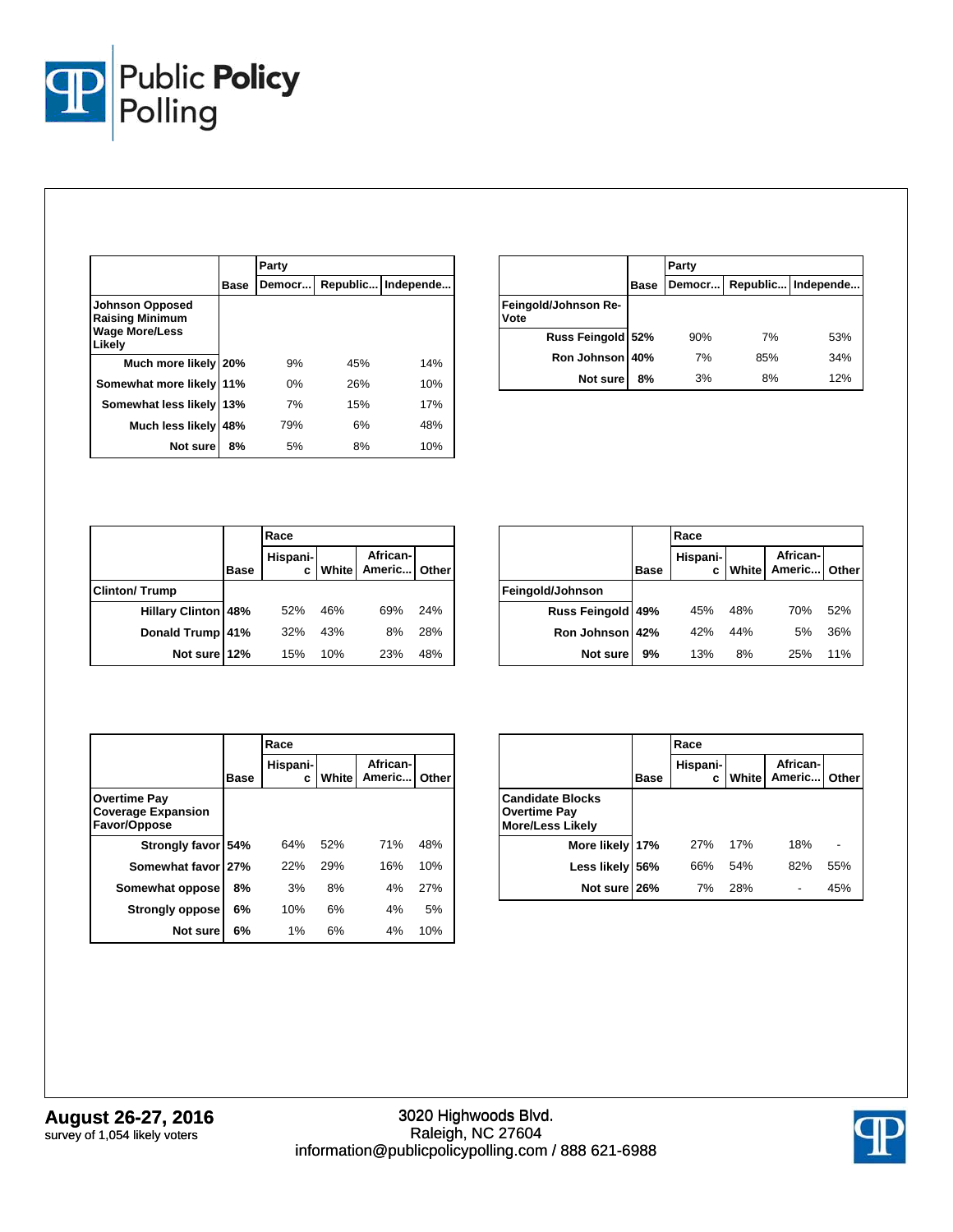| | Base | Party | | |
|---|---|---|---|---|
| | | Democr... | Republic... | Independe... |
| **Johnson Opposed Raising Minimum Wage More/Less Likely** | | | | |
| Much more likely | 20% | 9% | 45% | 14% |
| Somewhat more likely | 11% | 0% | 26% | 10% |
| Somewhat less likely | 13% | 7% | 15% | 17% |
| Much less likely | 48% | 79% | 6% | 48% |
| Not sure | 8% | 5% | 8% | 10% |

| | Base | Party | | |
|---|---|---|---|---|
| | | Democr... | Republic... | Independe... |
| **Feingold/Johnson Re-Vote** | | | | |
| Russ Feingold | 52% | 90% | 7% | 53% |
| Ron Johnson | 40% | 7% | 85% | 34% |
| Not sure | 8% | 3% | 8% | 12% |

| | Base | Race | | | |
|---|---|---|---|---|---|
| | | Hispanic | White | African-Americ... | Other |
| **Clinton/ Trump** | | | | | |
| Hillary Clinton | 48% | 52% | 46% | 69% | 24% |
| Donald Trump | 41% | 32% | 43% | 8% | 28% |
| Not sure | 12% | 15% | 10% | 23% | 48% |

| | Base | Race | | | |
|---|---|---|---|---|---|
| | | Hispanic | White | African-Americ... | Other |
| **Feingold/Johnson** | | | | | |
| Russ Feingold | 49% | 45% | 48% | 70% | 52% |
| Ron Johnson | 42% | 42% | 44% | 5% | 36% |
| Not sure | 9% | 13% | 8% | 25% | 11% |

| | Base | Race | | | |
|---|---|---|---|---|---|
| | | Hispanic | White | African-Americ... | Other |
| **Overtime Pay Coverage Expansion Favor/Oppose** | | | | | |
| Strongly favor | 54% | 64% | 52% | 71% | 48% |
| Somewhat favor | 27% | 22% | 29% | 16% | 10% |
| Somewhat oppose | 8% | 3% | 8% | 4% | 27% |
| Strongly oppose | 6% | 10% | 6% | 4% | 5% |
| Not sure | 6% | 1% | 6% | 4% | 10% |

| | Base | Race | | | |
|---|---|---|---|---|---|
| | | Hispanic | White | African-Americ... | Other |
| **Candidate Blocks Overtime Pay More/Less Likely** | | | | | |
| More likely | 17% | 27% | 17% | 18% | - |
| Less likely | 56% | 66% | 54% | 82% | 55% |
| Not sure | 26% | 7% | 28% | - | 45% |

**August 26-27, 2016**
survey of 1,054 likely voters

3020 Highwoods Blvd.
Raleigh, NC 27604
information@publicpolicypolling.com / 888 621-6988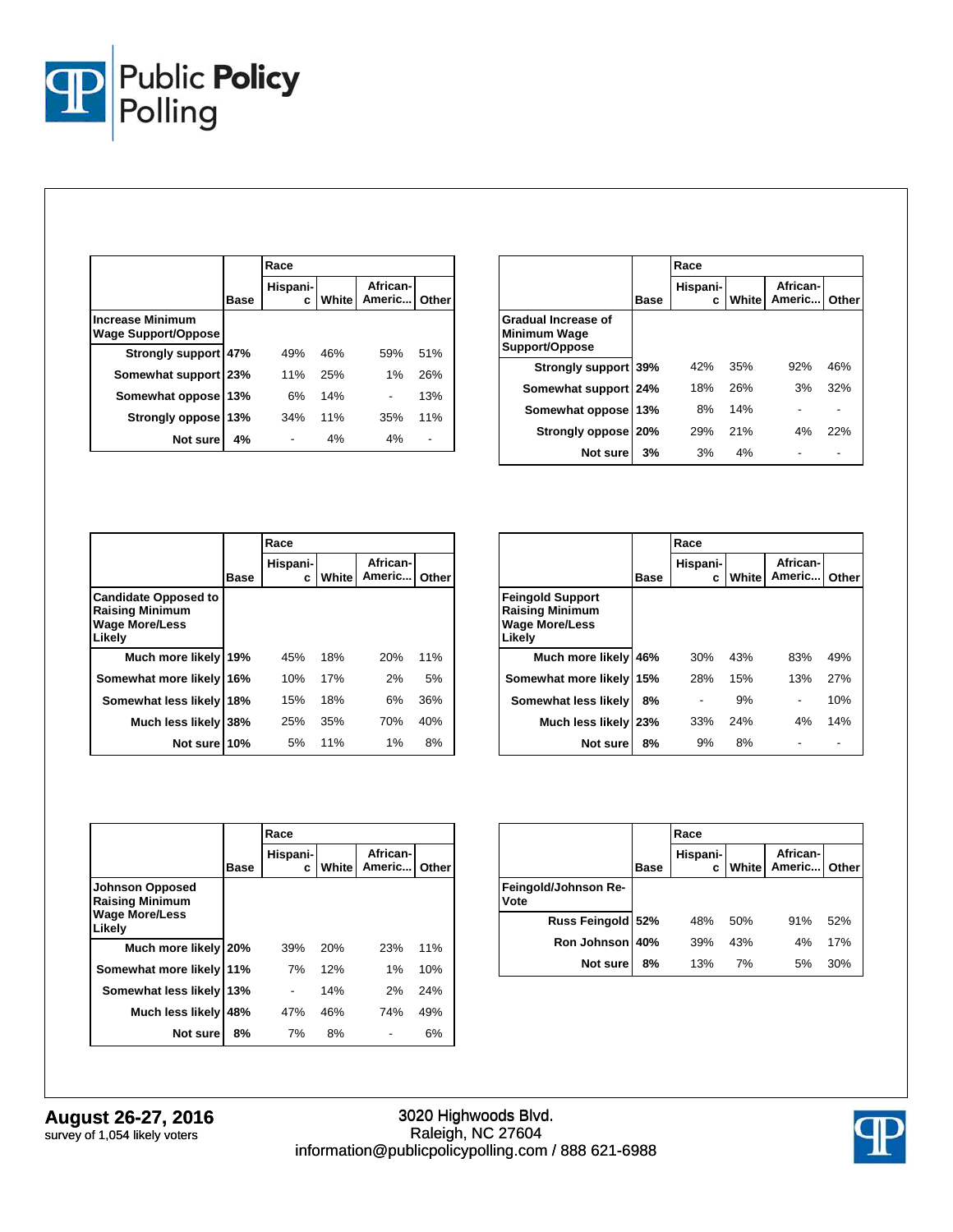| Increase Minimum Wage Support/Oppose | Base | Race | | | |
|---|---|---|---|---|---|
| | | Hispanic | White | African-Americ... | Other |
| Strongly support | 47% | 49% | 46% | 59% | 51% |
| Somewhat support | 23% | 11% | 25% | 1% | 26% |
| Somewhat oppose | 13% | 6% | 14% | - | 13% |
| Strongly oppose | 13% | 34% | 11% | 35% | 11% |
| Not sure | 4% | - | 4% | 4% | - |

| Gradual Increase of Minimum Wage Support/Oppose | Base | Race | | | |
|---|---|---|---|---|---|
| | | Hispanic | White | African-Americ... | Other |
| Strongly support | 39% | 42% | 35% | 92% | 46% |
| Somewhat support | 24% | 18% | 26% | 3% | 32% |
| Somewhat oppose | 13% | 8% | 14% | - | - |
| Strongly oppose | 20% | 29% | 21% | 4% | 22% |
| Not sure | 3% | 3% | 4% | - | - |

| Candidate Opposed to Raising Minimum Wage More/Less Likely | Base | Race | | | |
|---|---|---|---|---|---|
| | | Hispanic | White | African-Americ... | Other |
| Much more likely | 19% | 45% | 18% | 20% | 11% |
| Somewhat more likely | 16% | 10% | 17% | 2% | 5% |
| Somewhat less likely | 18% | 15% | 18% | 6% | 36% |
| Much less likely | 38% | 25% | 35% | 70% | 40% |
| Not sure | 10% | 5% | 11% | 1% | 8% |

| Feingold Support Raising Minimum Wage More/Less Likely | Base | Race | | | |
|---|---|---|---|---|---|
| | | Hispanic | White | African-Americ... | Other |
| Much more likely | 46% | 30% | 43% | 83% | 49% |
| Somewhat more likely | 15% | 28% | 15% | 13% | 27% |
| Somewhat less likely | 8% | - | 9% | - | 10% |
| Much less likely | 23% | 33% | 24% | 4% | 14% |
| Not sure | 8% | 9% | 8% | - | - |

| Johnson Opposed Raising Minimum Wage More/Less Likely | Base | Race | | | |
|---|---|---|---|---|---|
| | | Hispanic | White | African-Americ... | Other |
| Much more likely | 20% | 39% | 20% | 23% | 11% |
| Somewhat more likely | 11% | 7% | 12% | 1% | 10% |
| Somewhat less likely | 13% | - | 14% | 2% | 24% |
| Much less likely | 48% | 47% | 46% | 74% | 49% |
| Not sure | 8% | 7% | 8% | - | 6% |

| Feingold/Johnson Re-Vote | Base | Race | | | |
|---|---|---|---|---|---|
| | | Hispanic | White | African-Americ... | Other |
| Russ Feingold | 52% | 48% | 50% | 91% | 52% |
| Ron Johnson | 40% | 39% | 43% | 4% | 17% |
| Not sure | 8% | 13% | 7% | 5% | 30% |

**August 26-27, 2016**
survey of 1,054 likely voters

3020 Highwoods Blvd.
Raleigh, NC 27604
information@publicpolicypolling.com / 888 621-6988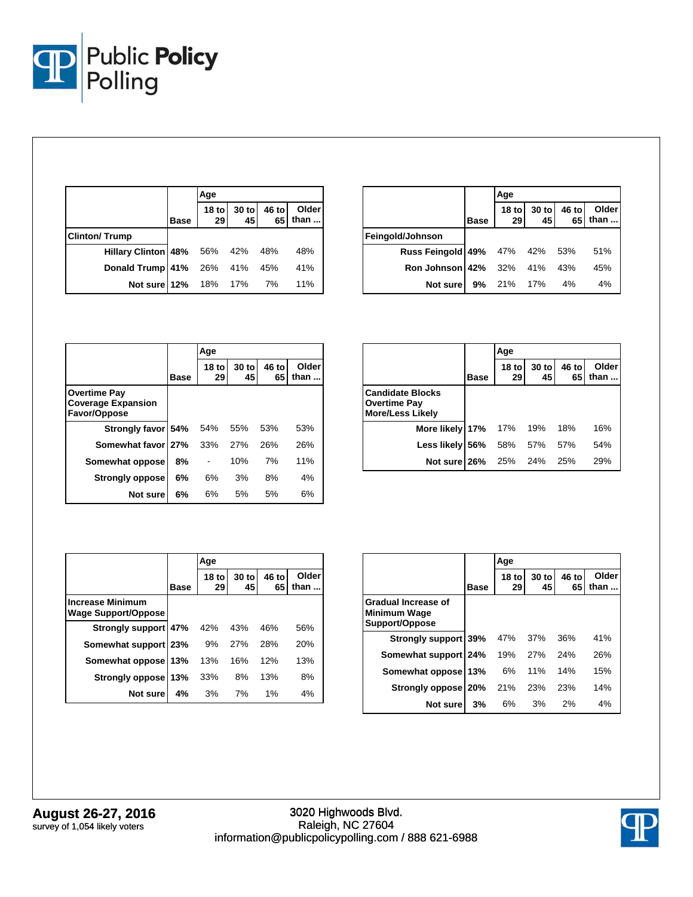| | Base | Age | | | |
|---|---|---|---|---|---|
| | | 18 to 29 | 30 to 45 | 46 to 65 | Older than ... |
| **Clinton/ Trump** | | | | | |
| Hillary Clinton | 48% | 56% | 42% | 48% | 48% |
| Donald Trump | 41% | 26% | 41% | 45% | 41% |
| Not sure | 12% | 18% | 17% | 7% | 11% |

| | Base | Age | | | |
|---|---|---|---|---|---|
| | | 18 to 29 | 30 to 45 | 46 to 65 | Older than ... |
| **Feingold/Johnson** | | | | | |
| Russ Feingold | 49% | 47% | 42% | 53% | 51% |
| Ron Johnson | 42% | 32% | 41% | 43% | 45% |
| Not sure | 9% | 21% | 17% | 4% | 4% |

| | Base | Age | | | |
|---|---|---|---|---|---|
| | | 18 to 29 | 30 to 45 | 46 to 65 | Older than ... |
| **Overtime Pay Coverage Expansion Favor/Oppose** | | | | | |
| Strongly favor | 54% | 54% | 55% | 53% | 53% |
| Somewhat favor | 27% | 33% | 27% | 26% | 26% |
| Somewhat oppose | 8% | - | 10% | 7% | 11% |
| Strongly oppose | 6% | 6% | 3% | 8% | 4% |
| Not sure | 6% | 6% | 5% | 5% | 6% |

| | Base | Age | | | |
|---|---|---|---|---|---|
| | | 18 to 29 | 30 to 45 | 46 to 65 | Older than ... |
| **Candidate Blocks Overtime Pay More/Less Likely** | | | | | |
| More likely | 17% | 17% | 19% | 18% | 16% |
| Less likely | 56% | 58% | 57% | 57% | 54% |
| Not sure | 26% | 25% | 24% | 25% | 29% |

| | Base | Age | | | |
|---|---|---|---|---|---|
| | | 18 to 29 | 30 to 45 | 46 to 65 | Older than ... |
| **Increase Minimum Wage Support/Oppose** | | | | | |
| Strongly support | 47% | 42% | 43% | 46% | 56% |
| Somewhat support | 23% | 9% | 27% | 28% | 20% |
| Somewhat oppose | 13% | 13% | 16% | 12% | 13% |
| Strongly oppose | 13% | 33% | 8% | 13% | 8% |
| Not sure | 4% | 3% | 7% | 1% | 4% |

| | Base | Age | | | |
|---|---|---|---|---|---|
| | | 18 to 29 | 30 to 45 | 46 to 65 | Older than ... |
| **Gradual Increase of Minimum Wage Support/Oppose** | | | | | |
| Strongly support | 39% | 47% | 37% | 36% | 41% |
| Somewhat support | 24% | 19% | 27% | 24% | 26% |
| Somewhat oppose | 13% | 6% | 11% | 14% | 15% |
| Strongly oppose | 20% | 21% | 23% | 23% | 14% |
| Not sure | 3% | 6% | 3% | 2% | 4% |

**August 26-27, 2016**
survey of 1,054 likely voters

3020 Highwoods Blvd.
Raleigh, NC 27604
information@publicpolicypolling.com / 888 621-6988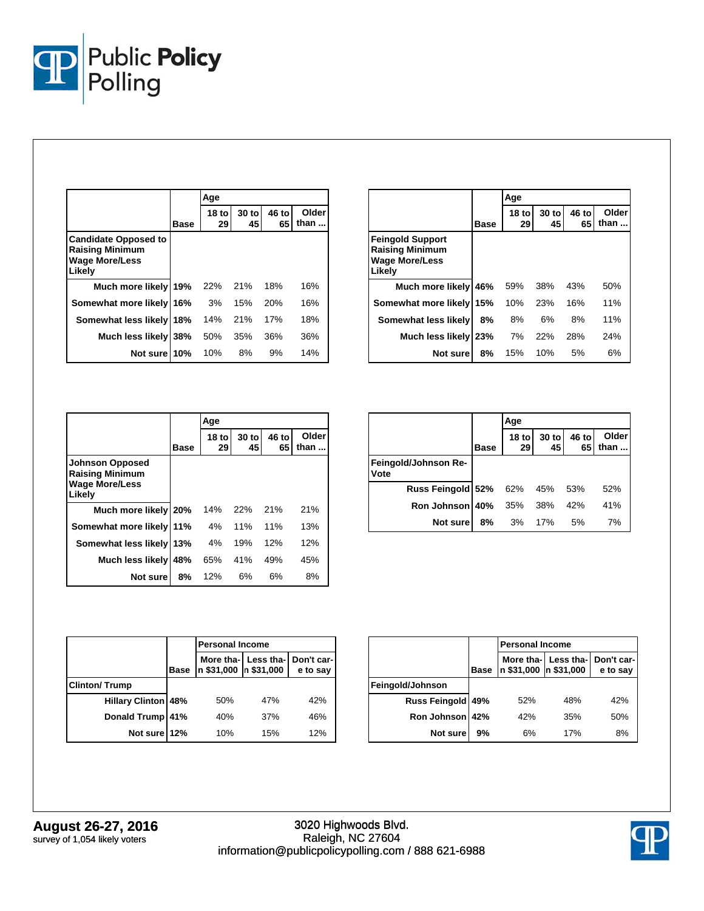| | Base | Age | | | |
|---|---|---|---|---|---|
| | | 18 to 29 | 30 to 45 | 46 to 65 | Older than ... |
| **Candidate Opposed to Raising Minimum Wage More/Less Likely** | | | | | |
| Much more likely | 19% | 22% | 21% | 18% | 16% |
| Somewhat more likely | 16% | 3% | 15% | 20% | 16% |
| Somewhat less likely | 18% | 14% | 21% | 17% | 18% |
| Much less likely | 38% | 50% | 35% | 36% | 36% |
| Not sure | 10% | 10% | 8% | 9% | 14% |

| | Base | Age | | | |
|---|---|---|---|---|---|
| | | 18 to 29 | 30 to 45 | 46 to 65 | Older than ... |
| **Feingold Support Raising Minimum Wage More/Less Likely** | | | | | |
| Much more likely | 46% | 59% | 38% | 43% | 50% |
| Somewhat more likely | 15% | 10% | 23% | 16% | 11% |
| Somewhat less likely | 8% | 8% | 6% | 8% | 11% |
| Much less likely | 23% | 7% | 22% | 28% | 24% |
| Not sure | 8% | 15% | 10% | 5% | 6% |

| | Base | Age | | | |
|---|---|---|---|---|---|
| | | 18 to 29 | 30 to 45 | 46 to 65 | Older than ... |
| **Johnson Opposed Raising Minimum Wage More/Less Likely** | | | | | |
| Much more likely | 20% | 14% | 22% | 21% | 21% |
| Somewhat more likely | 11% | 4% | 11% | 11% | 13% |
| Somewhat less likely | 13% | 4% | 19% | 12% | 12% |
| Much less likely | 48% | 65% | 41% | 49% | 45% |
| Not sure | 8% | 12% | 6% | 6% | 8% |

| | Base | Age | | | |
|---|---|---|---|---|---|
| | | 18 to 29 | 30 to 45 | 46 to 65 | Older than ... |
| **Feingold/Johnson Re-Vote** | | | | | |
| Russ Feingold | 52% | 62% | 45% | 53% | 52% |
| Ron Johnson | 40% | 35% | 38% | 42% | 41% |
| Not sure | 8% | 3% | 17% | 5% | 7% |

| | Base | Personal Income | | |
|---|---|---|---|---|
| | | More than $31,000 | Less than $31,000 | Don't care to say |
| **Clinton/ Trump** | | | | |
| Hillary Clinton | 48% | 50% | 47% | 42% |
| Donald Trump | 41% | 40% | 37% | 46% |
| Not sure | 12% | 10% | 15% | 12% |

| | Base | Personal Income | | |
|---|---|---|---|---|
| | | More than $31,000 | Less than $31,000 | Don't care to say |
| **Feingold/Johnson** | | | | |
| Russ Feingold | 49% | 52% | 48% | 42% |
| Ron Johnson | 42% | 42% | 35% | 50% |
| Not sure | 9% | 6% | 17% | 8% |

**August 26-27, 2016**
survey of 1,054 likely voters

3020 Highwoods Blvd.
Raleigh, NC 27604
information@publicpolicypolling.com / 888 621-6988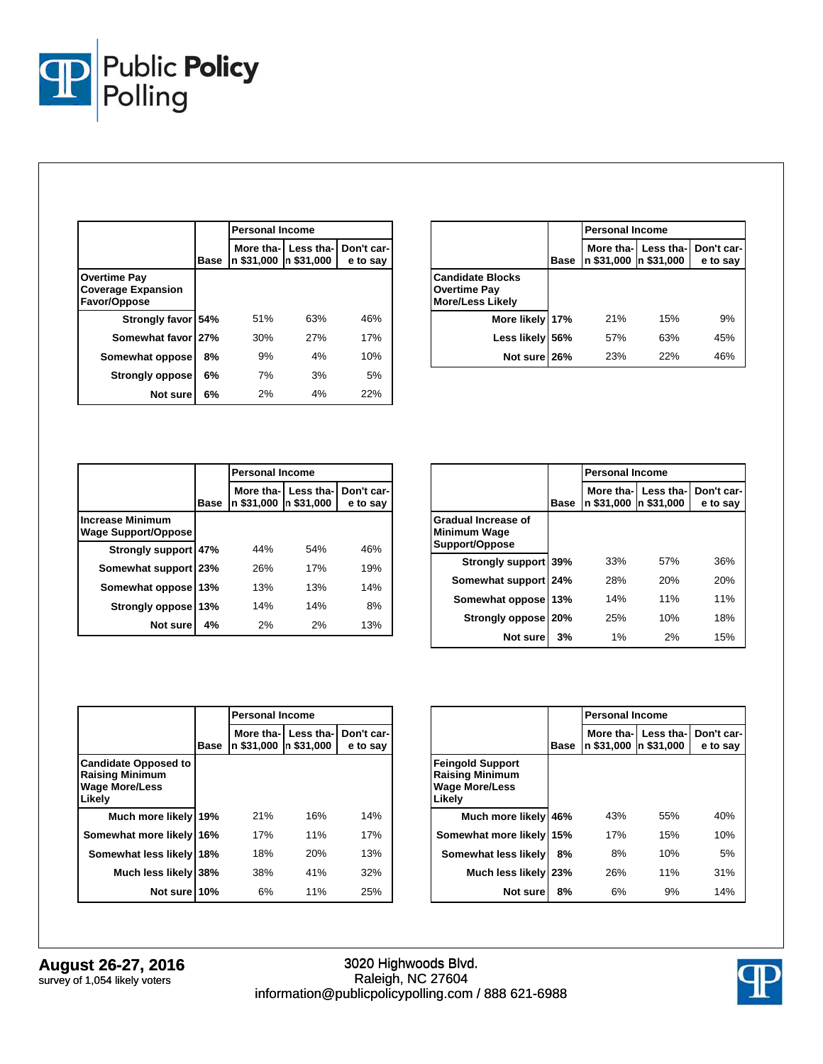| Overtime Pay Coverage Expansion Favor/Oppose | Base | Personal Income | | |
|---|---|---|---|---|
| | | More than $31,000 | Less than $31,000 | Don't care to say |
| Strongly favor | 54% | 51% | 63% | 46% |
| Somewhat favor | 27% | 30% | 27% | 17% |
| Somewhat oppose | 8% | 9% | 4% | 10% |
| Strongly oppose | 6% | 7% | 3% | 5% |
| Not sure | 6% | 2% | 4% | 22% |

| Candidate Blocks Overtime Pay More/Less Likely | Base | Personal Income | | |
|---|---|---|---|---|
| | | More than $31,000 | Less than $31,000 | Don't care to say |
| More likely | 17% | 21% | 15% | 9% |
| Less likely | 56% | 57% | 63% | 45% |
| Not sure | 26% | 23% | 22% | 46% |

| Increase Minimum Wage Support/Oppose | Base | Personal Income | | |
|---|---|---|---|---|
| | | More than $31,000 | Less than $31,000 | Don't care to say |
| Strongly support | 47% | 44% | 54% | 46% |
| Somewhat support | 23% | 26% | 17% | 19% |
| Somewhat oppose | 13% | 13% | 13% | 14% |
| Strongly oppose | 13% | 14% | 14% | 8% |
| Not sure | 4% | 2% | 2% | 13% |

| Gradual Increase of Minimum Wage Support/Oppose | Base | Personal Income | | |
|---|---|---|---|---|
| | | More than $31,000 | Less than $31,000 | Don't care to say |
| Strongly support | 39% | 33% | 57% | 36% |
| Somewhat support | 24% | 28% | 20% | 20% |
| Somewhat oppose | 13% | 14% | 11% | 11% |
| Strongly oppose | 20% | 25% | 10% | 18% |
| Not sure | 3% | 1% | 2% | 15% |

| Candidate Opposed to Raising Minimum Wage More/Less Likely | Base | Personal Income | | |
|---|---|---|---|---|
| | | More than $31,000 | Less than $31,000 | Don't care to say |
| Much more likely | 19% | 21% | 16% | 14% |
| Somewhat more likely | 16% | 17% | 11% | 17% |
| Somewhat less likely | 18% | 18% | 20% | 13% |
| Much less likely | 38% | 38% | 41% | 32% |
| Not sure | 10% | 6% | 11% | 25% |

| Feingold Support Raising Minimum Wage More/Less Likely | Base | Personal Income | | |
|---|---|---|---|---|
| | | More than $31,000 | Less than $31,000 | Don't care to say |
| Much more likely | 46% | 43% | 55% | 40% |
| Somewhat more likely | 15% | 17% | 15% | 10% |
| Somewhat less likely | 8% | 8% | 10% | 5% |
| Much less likely | 23% | 26% | 11% | 31% |
| Not sure | 8% | 6% | 9% | 14% |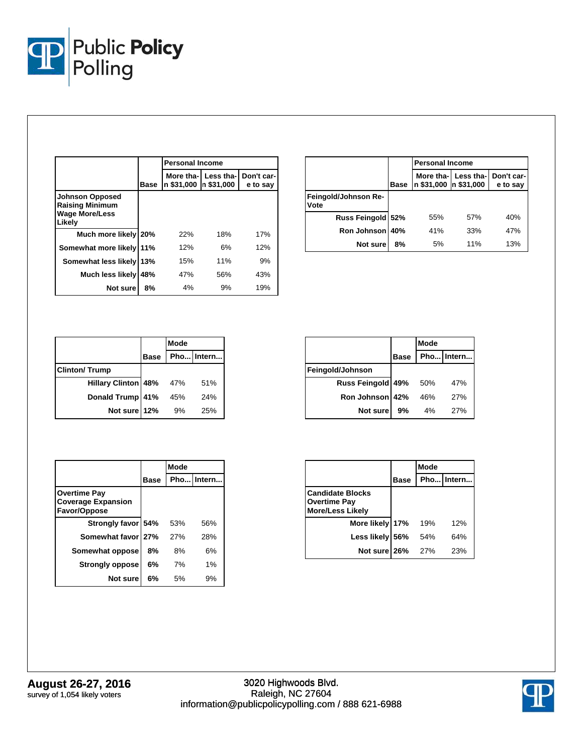| | Base | Personal Income | | |
|---|---|---|---|---|
| | | More than $31,000 | Less than $31,000 | Don't care to say |
| **Johnson Opposed Raising Minimum Wage More/Less Likely** | | | | |
| Much more likely | 20% | 22% | 18% | 17% |
| Somewhat more likely | 11% | 12% | 6% | 12% |
| Somewhat less likely | 13% | 15% | 11% | 9% |
| Much less likely | 48% | 47% | 56% | 43% |
| Not sure | 8% | 4% | 9% | 19% |

| | Base | Personal Income | | |
|---|---|---|---|---|
| | | More than $31,000 | Less than $31,000 | Don't care to say |
| **Feingold/Johnson Re-Vote** | | | | |
| Russ Feingold | 52% | 55% | 57% | 40% |
| Ron Johnson | 40% | 41% | 33% | 47% |
| Not sure | 8% | 5% | 11% | 13% |

| | Base | Mode | |
|---|---|---|---|
| | | Pho... | Intern... |
| **Clinton/ Trump** | | | |
| Hillary Clinton | 48% | 47% | 51% |
| Donald Trump | 41% | 45% | 24% |
| Not sure | 12% | 9% | 25% |

| | Base | Mode | |
|---|---|---|---|
| | | Pho... | Intern... |
| **Feingold/Johnson** | | | |
| Russ Feingold | 49% | 50% | 47% |
| Ron Johnson | 42% | 46% | 27% |
| Not sure | 9% | 4% | 27% |

| | Base | Mode | |
|---|---|---|---|
| | | Pho... | Intern... |
| **Overtime Pay Coverage Expansion Favor/Oppose** | | | |
| Strongly favor | 54% | 53% | 56% |
| Somewhat favor | 27% | 27% | 28% |
| Somewhat oppose | 8% | 8% | 6% |
| Strongly oppose | 6% | 7% | 1% |
| Not sure | 6% | 5% | 9% |

| | Base | Mode | |
|---|---|---|---|
| | | Pho... | Intern... |
| **Candidate Blocks Overtime Pay More/Less Likely** | | | |
| More likely | 17% | 19% | 12% |
| Less likely | 56% | 54% | 64% |
| Not sure | 26% | 27% | 23% |

**August 26-27, 2016**
survey of 1,054 likely voters

3020 Highwoods Blvd.
Raleigh, NC 27604
information@publicpolicypolling.com / 888 621-6988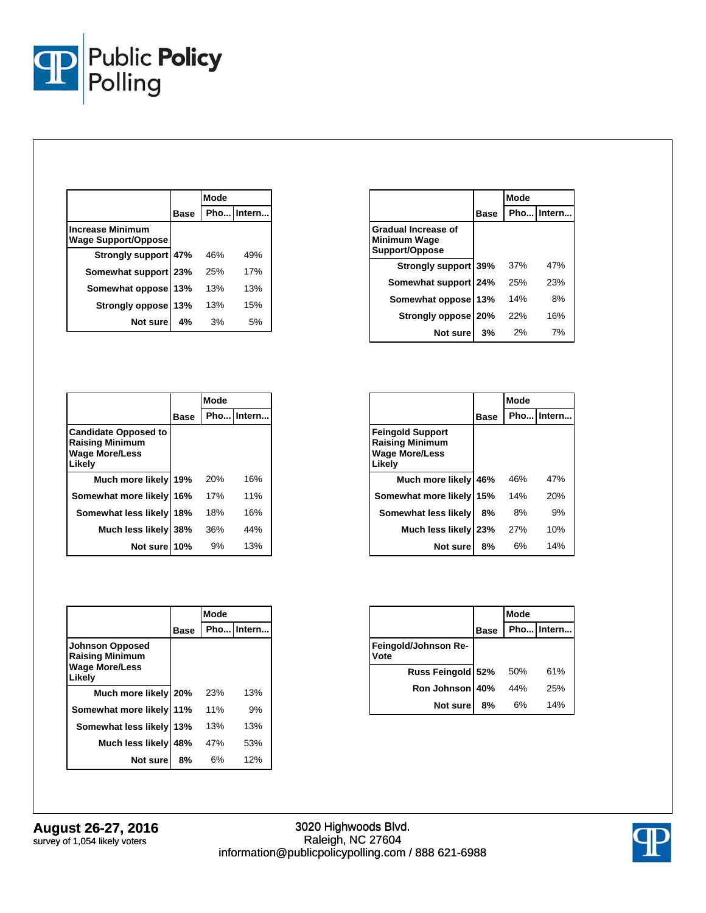| | Base | Mode | |
|---|---|---|---|
| | | Pho... | Intern... |
| **Increase Minimum Wage Support/Oppose** | | | |
| Strongly support | 47% | 46% | 49% |
| Somewhat support | 23% | 25% | 17% |
| Somewhat oppose | 13% | 13% | 13% |
| Strongly oppose | 13% | 13% | 15% |
| Not sure | 4% | 3% | 5% |

| | Base | Mode | |
|---|---|---|---|
| | | Pho... | Intern... |
| **Gradual Increase of Minimum Wage Support/Oppose** | | | |
| Strongly support | 39% | 37% | 47% |
| Somewhat support | 24% | 25% | 23% |
| Somewhat oppose | 13% | 14% | 8% |
| Strongly oppose | 20% | 22% | 16% |
| Not sure | 3% | 2% | 7% |

| | Base | Mode | |
|---|---|---|---|
| | | Pho... | Intern... |
| **Candidate Opposed to Raising Minimum Wage More/Less Likely** | | | |
| Much more likely | 19% | 20% | 16% |
| Somewhat more likely | 16% | 17% | 11% |
| Somewhat less likely | 18% | 18% | 16% |
| Much less likely | 38% | 36% | 44% |
| Not sure | 10% | 9% | 13% |

| | Base | Mode | |
|---|---|---|---|
| | | Pho... | Intern... |
| **Feingold Support Raising Minimum Wage More/Less Likely** | | | |
| Much more likely | 46% | 46% | 47% |
| Somewhat more likely | 15% | 14% | 20% |
| Somewhat less likely | 8% | 8% | 9% |
| Much less likely | 23% | 27% | 10% |
| Not sure | 8% | 6% | 14% |

| | Base | Mode | |
|---|---|---|---|
| | | Pho... | Intern... |
| **Johnson Opposed Raising Minimum Wage More/Less Likely** | | | |
| Much more likely | 20% | 23% | 13% |
| Somewhat more likely | 11% | 11% | 9% |
| Somewhat less likely | 13% | 13% | 13% |
| Much less likely | 48% | 47% | 53% |
| Not sure | 8% | 6% | 12% |

| | Base | Mode | |
|---|---|---|---|
| | | Pho... | Intern... |
| **Feingold/Johnson Re-Vote** | | | |
| Russ Feingold | 52% | 50% | 61% |
| Ron Johnson | 40% | 44% | 25% |
| Not sure | 8% | 6% | 14% |

**August 26-27, 2016**
survey of 1,054 likely voters

3020 Highwoods Blvd.
Raleigh, NC 27604
information@publicpolicypolling.com / 888 621-6988